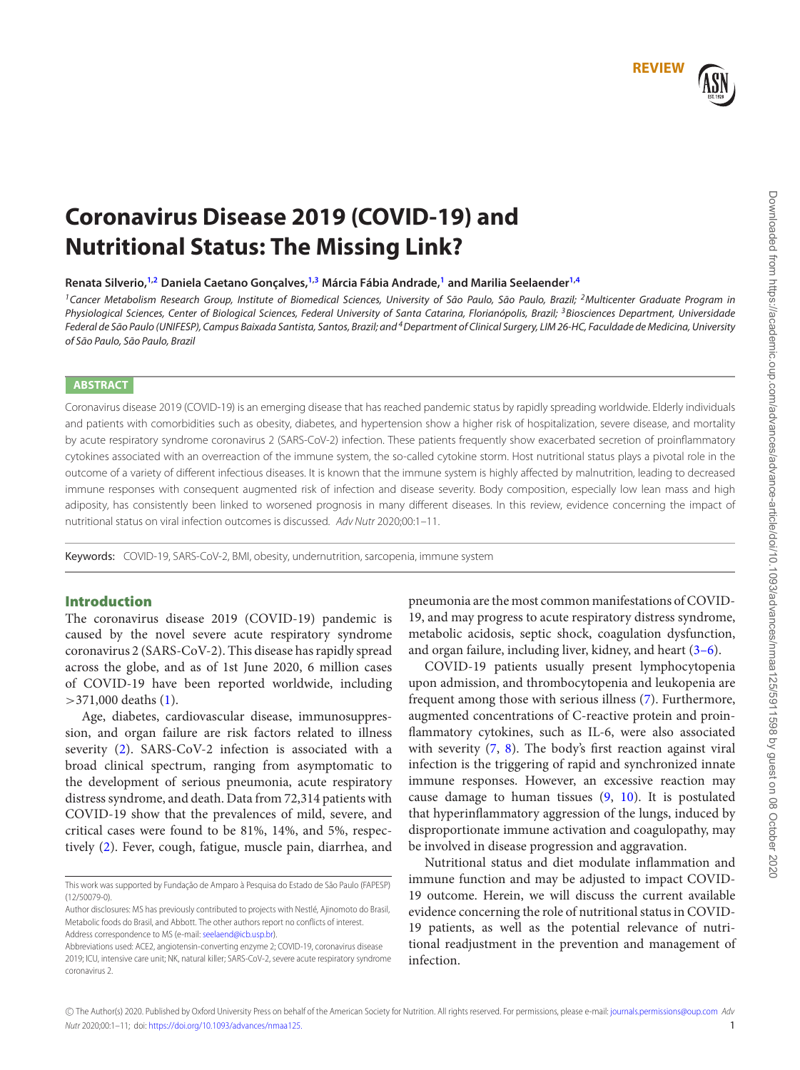REVIEW

# Coronavirus Disease 2019 (COVID-19) and Nutritional Status: The Missing Link?

**Renata Silverio,[1,2] Daniela Caetano Gonçalves,[1,3] Márcia Fábia Andrade,[1] and Marilia Seelaender[1,4]**

*[1]Cancer Metabolism Research Group, Institute of Biomedical Sciences, University of São Paulo, São Paulo, Brazil; [2]Multicenter Graduate Program in Physiological Sciences, Center of Biological Sciences, Federal University of Santa Catarina, Florianópolis, Brazil; [3]Biosciences Department, Universidade Federal de São Paulo (UNIFESP), Campus Baixada Santista, Santos, Brazil; and [4]Department of Clinical Surgery, LIM 26-HC, Faculdade de Medicina, University of São Paulo, São Paulo, Brazil*

## ABSTRACT

Coronavirus disease 2019 (COVID-19) is an emerging disease that has reached pandemic status by rapidly spreading worldwide. Elderly individuals and patients with comorbidities such as obesity, diabetes, and hypertension show a higher risk of hospitalization, severe disease, and mortality by acute respiratory syndrome coronavirus 2 (SARS-CoV-2) infection. These patients frequently show exacerbated secretion of proinflammatory cytokines associated with an overreaction of the immune system, the so-called cytokine storm. Host nutritional status plays a pivotal role in the outcome of a variety of different infectious diseases. It is known that the immune system is highly affected by malnutrition, leading to decreased immune responses with consequent augmented risk of infection and disease severity. Body composition, especially low lean mass and high adiposity, has consistently been linked to worsened prognosis in many different diseases. In this review, evidence concerning the impact of nutritional status on viral infection outcomes is discussed. *Adv Nutr* 2020;00:1–11.

Keywords: COVID-19, SARS-CoV-2, BMI, obesity, undernutrition, sarcopenia, immune system

## Introduction

The coronavirus disease 2019 (COVID-19) pandemic is caused by the novel severe acute respiratory syndrome coronavirus 2 (SARS-CoV-2). This disease has rapidly spread across the globe, and as of 1st June 2020, 6 million cases of COVID-19 have been reported worldwide, including >371,000 deaths (1).

Age, diabetes, cardiovascular disease, immunosuppression, and organ failure are risk factors related to illness severity (2). SARS-CoV-2 infection is associated with a broad clinical spectrum, ranging from asymptomatic to the development of serious pneumonia, acute respiratory distress syndrome, and death. Data from 72,314 patients with COVID-19 show that the prevalences of mild, severe, and critical cases were found to be 81%, 14%, and 5%, respectively (2). Fever, cough, fatigue, muscle pain, diarrhea, and pneumonia are the most common manifestations of COVID-19, and may progress to acute respiratory distress syndrome, metabolic acidosis, septic shock, coagulation dysfunction, and organ failure, including liver, kidney, and heart (3–6).

COVID-19 patients usually present lymphocytopenia upon admission, and thrombocytopenia and leukopenia are frequent among those with serious illness (7). Furthermore, augmented concentrations of C-reactive protein and proinflammatory cytokines, such as IL-6, were also associated with severity (7, 8). The body's first reaction against viral infection is the triggering of rapid and synchronized innate immune responses. However, an excessive reaction may cause damage to human tissues (9, 10). It is postulated that hyperinflammatory aggression of the lungs, induced by disproportionate immune activation and coagulopathy, may be involved in disease progression and aggravation.

Nutritional status and diet modulate inflammation and immune function and may be adjusted to impact COVID-19 outcome. Herein, we will discuss the current available evidence concerning the role of nutritional status in COVID-19 patients, as well as the potential relevance of nutritional readjustment in the prevention and management of infection.

This work was supported by Fundação de Amparo à Pesquisa do Estado de São Paulo (FAPESP) (12/50079-0).

Author disclosures: MS has previously contributed to projects with Nestlé, Ajinomoto do Brasil, Metabolic foods do Brasil, and Abbott. The other authors report no conflicts of interest.

Address correspondence to MS (e-mail: seelaend@icb.usp.br).

Abbreviations used: ACE2, angiotensin-converting enzyme 2; COVID-19, coronavirus disease 2019; ICU, intensive care unit; NK, natural killer; SARS-CoV-2, severe acute respiratory syndrome coronavirus 2.

© The Author(s) 2020. Published by Oxford University Press on behalf of the American Society for Nutrition. All rights reserved. For permissions, please e-mail: journals.permissions@oup.com *Adv Nutr* 2020;00:1–11; doi: https://doi.org/10.1093/advances/nmaa125.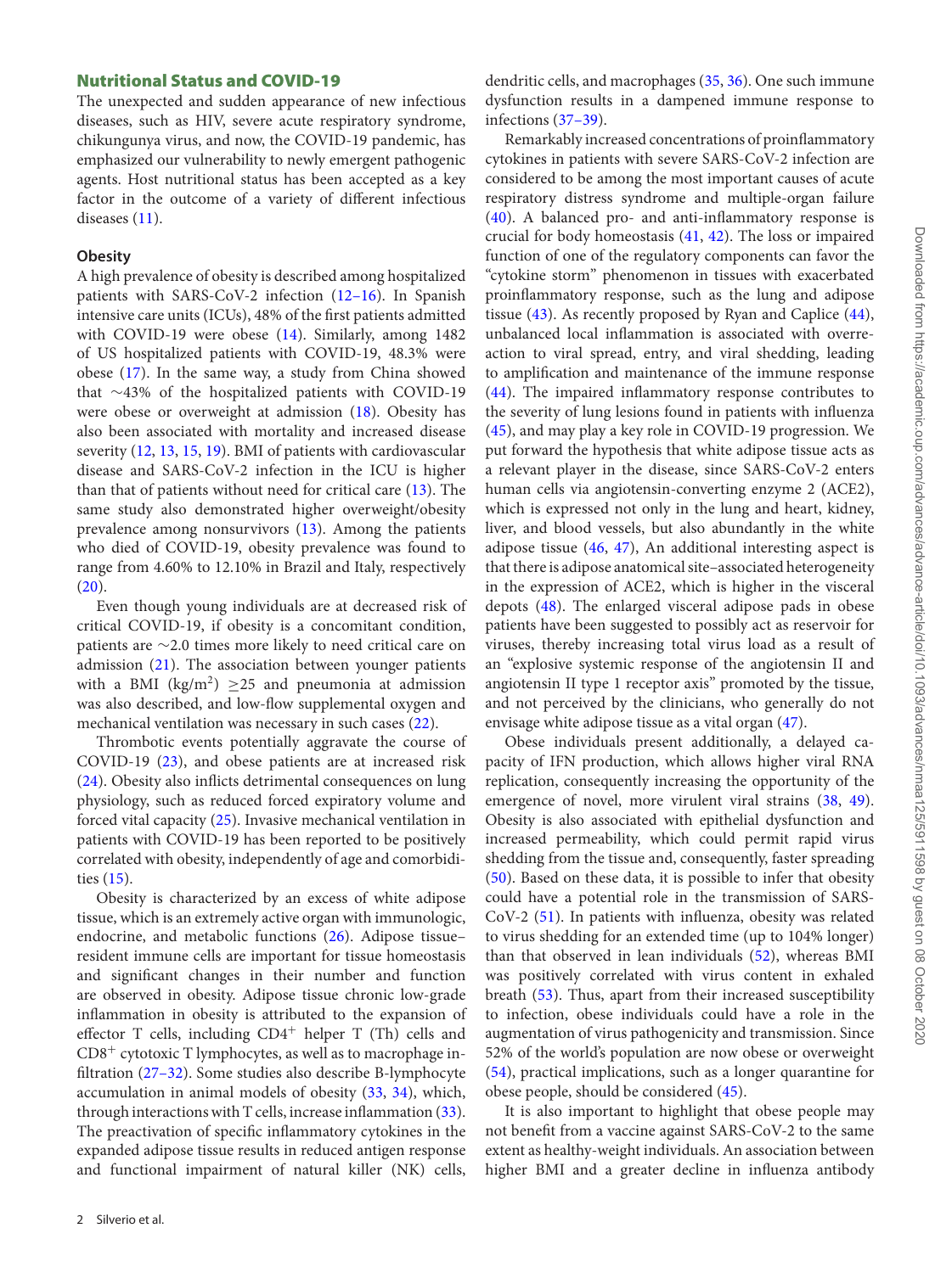## Nutritional Status and COVID-19

The unexpected and sudden appearance of new infectious diseases, such as HIV, severe acute respiratory syndrome, chikungunya virus, and now, the COVID-19 pandemic, has emphasized our vulnerability to newly emergent pathogenic agents. Host nutritional status has been accepted as a key factor in the outcome of a variety of different infectious diseases (11).

### Obesity

A high prevalence of obesity is described among hospitalized patients with SARS-CoV-2 infection (12–16). In Spanish intensive care units (ICUs), 48% of the first patients admitted with COVID-19 were obese (14). Similarly, among 1482 of US hospitalized patients with COVID-19, 48.3% were obese (17). In the same way, a study from China showed that ∼43% of the hospitalized patients with COVID-19 were obese or overweight at admission (18). Obesity has also been associated with mortality and increased disease severity (12, 13, 15, 19). BMI of patients with cardiovascular disease and SARS-CoV-2 infection in the ICU is higher than that of patients without need for critical care (13). The same study also demonstrated higher overweight/obesity prevalence among nonsurvivors (13). Among the patients who died of COVID-19, obesity prevalence was found to range from 4.60% to 12.10% in Brazil and Italy, respectively (20).

Even though young individuals are at decreased risk of critical COVID-19, if obesity is a concomitant condition, patients are ∼2.0 times more likely to need critical care on admission (21). The association between younger patients with a BMI (kg/m$^2$) ≥25 and pneumonia at admission was also described, and low-flow supplemental oxygen and mechanical ventilation was necessary in such cases (22).

Thrombotic events potentially aggravate the course of COVID-19 (23), and obese patients are at increased risk (24). Obesity also inflicts detrimental consequences on lung physiology, such as reduced forced expiratory volume and forced vital capacity (25). Invasive mechanical ventilation in patients with COVID-19 has been reported to be positively correlated with obesity, independently of age and comorbidities (15).

Obesity is characterized by an excess of white adipose tissue, which is an extremely active organ with immunologic, endocrine, and metabolic functions (26). Adipose tissue–resident immune cells are important for tissue homeostasis and significant changes in their number and function are observed in obesity. Adipose tissue chronic low-grade inflammation in obesity is attributed to the expansion of effector T cells, including CD4$^+$ helper T (Th) cells and CD8$^+$ cytotoxic T lymphocytes, as well as to macrophage infiltration (27–32). Some studies also describe B-lymphocyte accumulation in animal models of obesity (33, 34), which, through interactions with T cells, increase inflammation (33). The preactivation of specific inflammatory cytokines in the expanded adipose tissue results in reduced antigen response and functional impairment of natural killer (NK) cells, dendritic cells, and macrophages (35, 36). One such immune dysfunction results in a dampened immune response to infections (37–39).

Remarkably increased concentrations of proinflammatory cytokines in patients with severe SARS-CoV-2 infection are considered to be among the most important causes of acute respiratory distress syndrome and multiple-organ failure (40). A balanced pro- and anti-inflammatory response is crucial for body homeostasis (41, 42). The loss or impaired function of one of the regulatory components can favor the "cytokine storm" phenomenon in tissues with exacerbated proinflammatory response, such as the lung and adipose tissue (43). As recently proposed by Ryan and Caplice (44), unbalanced local inflammation is associated with overreaction to viral spread, entry, and viral shedding, leading to amplification and maintenance of the immune response (44). The impaired inflammatory response contributes to the severity of lung lesions found in patients with influenza (45), and may play a key role in COVID-19 progression. We put forward the hypothesis that white adipose tissue acts as a relevant player in the disease, since SARS-CoV-2 enters human cells via angiotensin-converting enzyme 2 (ACE2), which is expressed not only in the lung and heart, kidney, liver, and blood vessels, but also abundantly in the white adipose tissue (46, 47), An additional interesting aspect is that there is adipose anatomical site–associated heterogeneity in the expression of ACE2, which is higher in the visceral depots (48). The enlarged visceral adipose pads in obese patients have been suggested to possibly act as reservoir for viruses, thereby increasing total virus load as a result of an "explosive systemic response of the angiotensin II and angiotensin II type 1 receptor axis" promoted by the tissue, and not perceived by the clinicians, who generally do not envisage white adipose tissue as a vital organ (47).

Obese individuals present additionally, a delayed capacity of IFN production, which allows higher viral RNA replication, consequently increasing the opportunity of the emergence of novel, more virulent viral strains (38, 49). Obesity is also associated with epithelial dysfunction and increased permeability, which could permit rapid virus shedding from the tissue and, consequently, faster spreading (50). Based on these data, it is possible to infer that obesity could have a potential role in the transmission of SARS-CoV-2 (51). In patients with influenza, obesity was related to virus shedding for an extended time (up to 104% longer) than that observed in lean individuals (52), whereas BMI was positively correlated with virus content in exhaled breath (53). Thus, apart from their increased susceptibility to infection, obese individuals could have a role in the augmentation of virus pathogenicity and transmission. Since 52% of the world's population are now obese or overweight (54), practical implications, such as a longer quarantine for obese people, should be considered (45).

It is also important to highlight that obese people may not benefit from a vaccine against SARS-CoV-2 to the same extent as healthy-weight individuals. An association between higher BMI and a greater decline in influenza antibody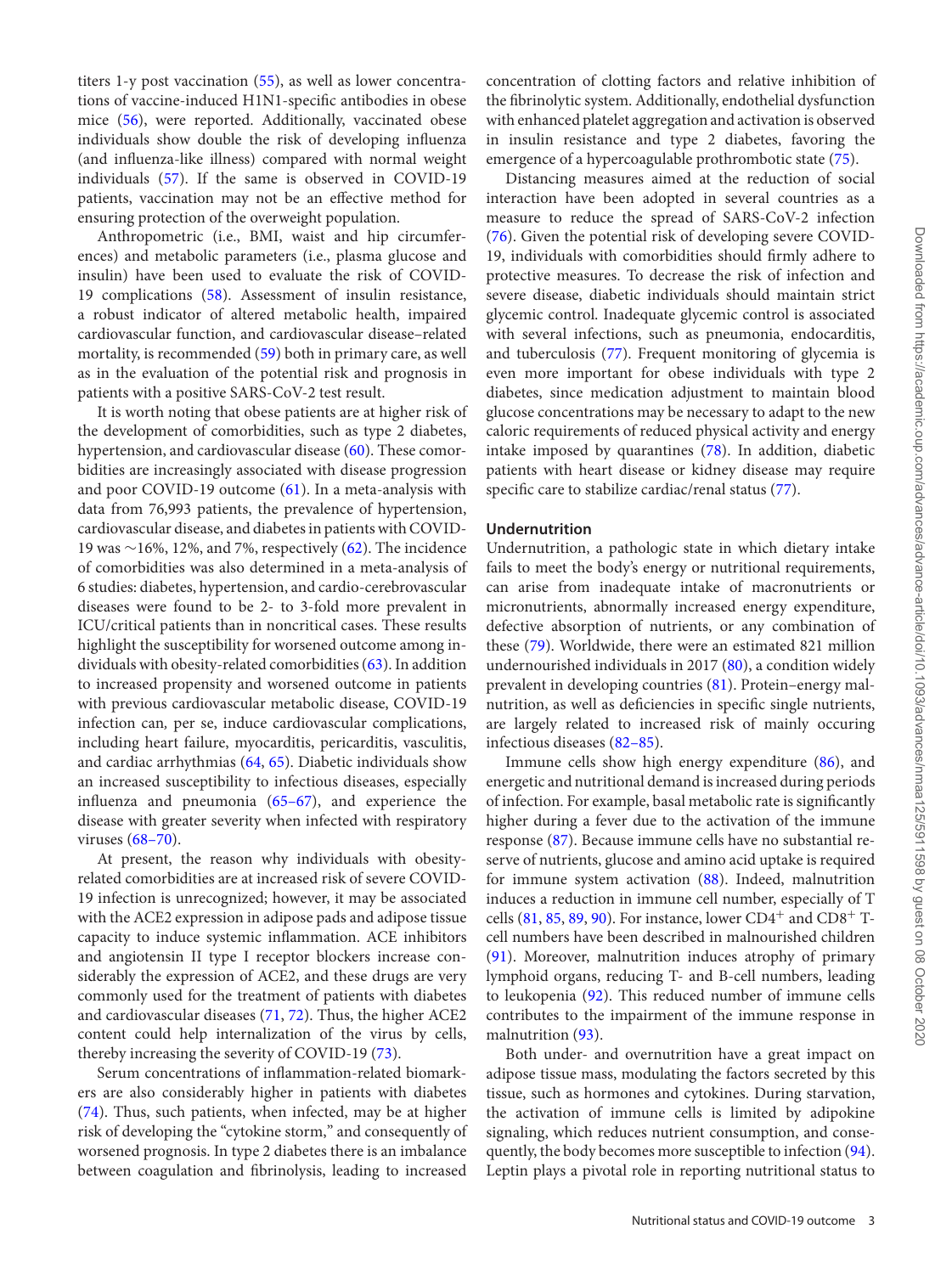titers 1-y post vaccination (55), as well as lower concentrations of vaccine-induced H1N1-specific antibodies in obese mice (56), were reported. Additionally, vaccinated obese individuals show double the risk of developing influenza (and influenza-like illness) compared with normal weight individuals (57). If the same is observed in COVID-19 patients, vaccination may not be an effective method for ensuring protection of the overweight population.

Anthropometric (i.e., BMI, waist and hip circumferences) and metabolic parameters (i.e., plasma glucose and insulin) have been used to evaluate the risk of COVID-19 complications (58). Assessment of insulin resistance, a robust indicator of altered metabolic health, impaired cardiovascular function, and cardiovascular disease–related mortality, is recommended (59) both in primary care, as well as in the evaluation of the potential risk and prognosis in patients with a positive SARS-CoV-2 test result.

It is worth noting that obese patients are at higher risk of the development of comorbidities, such as type 2 diabetes, hypertension, and cardiovascular disease (60). These comorbidities are increasingly associated with disease progression and poor COVID-19 outcome (61). In a meta-analysis with data from 76,993 patients, the prevalence of hypertension, cardiovascular disease, and diabetes in patients with COVID-19 was ∼16%, 12%, and 7%, respectively (62). The incidence of comorbidities was also determined in a meta-analysis of 6 studies: diabetes, hypertension, and cardio-cerebrovascular diseases were found to be 2- to 3-fold more prevalent in ICU/critical patients than in noncritical cases. These results highlight the susceptibility for worsened outcome among individuals with obesity-related comorbidities (63). In addition to increased propensity and worsened outcome in patients with previous cardiovascular metabolic disease, COVID-19 infection can, per se, induce cardiovascular complications, including heart failure, myocarditis, pericarditis, vasculitis, and cardiac arrhythmias (64, 65). Diabetic individuals show an increased susceptibility to infectious diseases, especially influenza and pneumonia (65–67), and experience the disease with greater severity when infected with respiratory viruses (68–70).

At present, the reason why individuals with obesity-related comorbidities are at increased risk of severe COVID-19 infection is unrecognized; however, it may be associated with the ACE2 expression in adipose pads and adipose tissue capacity to induce systemic inflammation. ACE inhibitors and angiotensin II type I receptor blockers increase considerably the expression of ACE2, and these drugs are very commonly used for the treatment of patients with diabetes and cardiovascular diseases (71, 72). Thus, the higher ACE2 content could help internalization of the virus by cells, thereby increasing the severity of COVID-19 (73).

Serum concentrations of inflammation-related biomarkers are also considerably higher in patients with diabetes (74). Thus, such patients, when infected, may be at higher risk of developing the "cytokine storm," and consequently of worsened prognosis. In type 2 diabetes there is an imbalance between coagulation and fibrinolysis, leading to increased concentration of clotting factors and relative inhibition of the fibrinolytic system. Additionally, endothelial dysfunction with enhanced platelet aggregation and activation is observed in insulin resistance and type 2 diabetes, favoring the emergence of a hypercoagulable prothrombotic state (75).

Distancing measures aimed at the reduction of social interaction have been adopted in several countries as a measure to reduce the spread of SARS-CoV-2 infection (76). Given the potential risk of developing severe COVID-19, individuals with comorbidities should firmly adhere to protective measures. To decrease the risk of infection and severe disease, diabetic individuals should maintain strict glycemic control. Inadequate glycemic control is associated with several infections, such as pneumonia, endocarditis, and tuberculosis (77). Frequent monitoring of glycemia is even more important for obese individuals with type 2 diabetes, since medication adjustment to maintain blood glucose concentrations may be necessary to adapt to the new caloric requirements of reduced physical activity and energy intake imposed by quarantines (78). In addition, diabetic patients with heart disease or kidney disease may require specific care to stabilize cardiac/renal status (77).

## Undernutrition

Undernutrition, a pathologic state in which dietary intake fails to meet the body's energy or nutritional requirements, can arise from inadequate intake of macronutrients or micronutrients, abnormally increased energy expenditure, defective absorption of nutrients, or any combination of these (79). Worldwide, there were an estimated 821 million undernourished individuals in 2017 (80), a condition widely prevalent in developing countries (81). Protein–energy malnutrition, as well as deficiencies in specific single nutrients, are largely related to increased risk of mainly occuring infectious diseases (82–85).

Immune cells show high energy expenditure (86), and energetic and nutritional demand is increased during periods of infection. For example, basal metabolic rate is significantly higher during a fever due to the activation of the immune response (87). Because immune cells have no substantial reserve of nutrients, glucose and amino acid uptake is required for immune system activation (88). Indeed, malnutrition induces a reduction in immune cell number, especially of T cells (81, 85, 89, 90). For instance, lower $CD4^+$ and $CD8^+$ T-cell numbers have been described in malnourished children (91). Moreover, malnutrition induces atrophy of primary lymphoid organs, reducing T- and B-cell numbers, leading to leukopenia (92). This reduced number of immune cells contributes to the impairment of the immune response in malnutrition (93).

Both under- and overnutrition have a great impact on adipose tissue mass, modulating the factors secreted by this tissue, such as hormones and cytokines. During starvation, the activation of immune cells is limited by adipokine signaling, which reduces nutrient consumption, and consequently, the body becomes more susceptible to infection (94). Leptin plays a pivotal role in reporting nutritional status to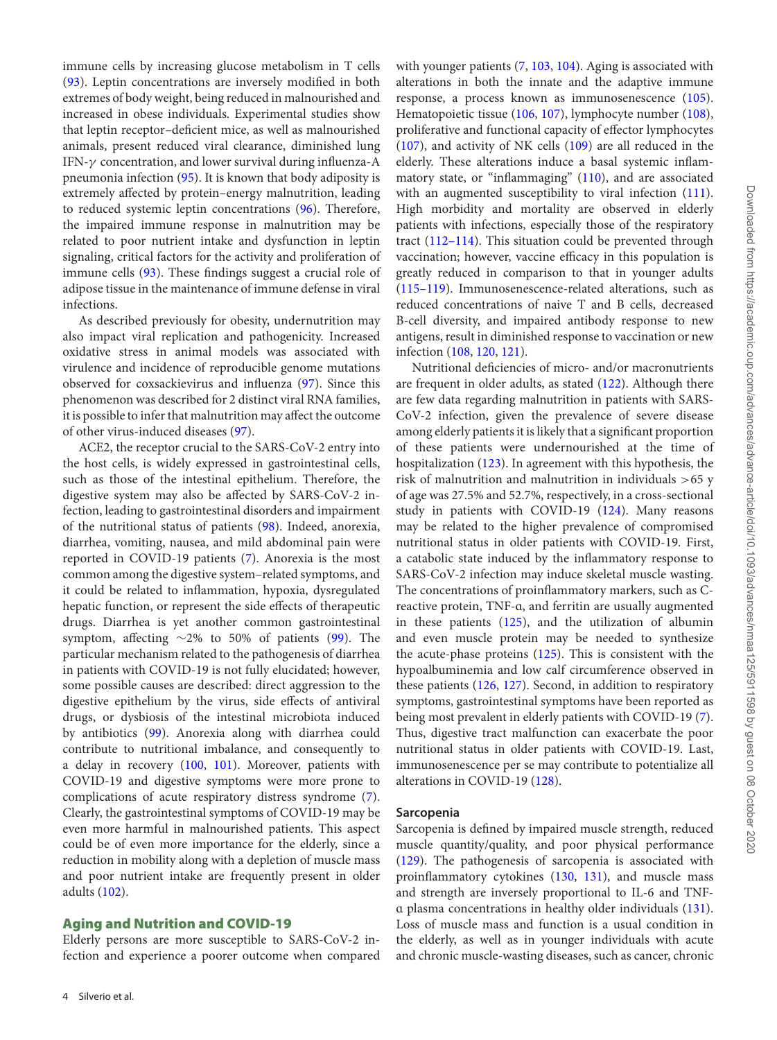immune cells by increasing glucose metabolism in T cells (93). Leptin concentrations are inversely modified in both extremes of body weight, being reduced in malnourished and increased in obese individuals. Experimental studies show that leptin receptor–deficient mice, as well as malnourished animals, present reduced viral clearance, diminished lung IFN-$\gamma$ concentration, and lower survival during influenza-A pneumonia infection (95). It is known that body adiposity is extremely affected by protein–energy malnutrition, leading to reduced systemic leptin concentrations (96). Therefore, the impaired immune response in malnutrition may be related to poor nutrient intake and dysfunction in leptin signaling, critical factors for the activity and proliferation of immune cells (93). These findings suggest a crucial role of adipose tissue in the maintenance of immune defense in viral infections.

As described previously for obesity, undernutrition may also impact viral replication and pathogenicity. Increased oxidative stress in animal models was associated with virulence and incidence of reproducible genome mutations observed for coxsackievirus and influenza (97). Since this phenomenon was described for 2 distinct viral RNA families, it is possible to infer that malnutrition may affect the outcome of other virus-induced diseases (97).

ACE2, the receptor crucial to the SARS-CoV-2 entry into the host cells, is widely expressed in gastrointestinal cells, such as those of the intestinal epithelium. Therefore, the digestive system may also be affected by SARS-CoV-2 infection, leading to gastrointestinal disorders and impairment of the nutritional status of patients (98). Indeed, anorexia, diarrhea, vomiting, nausea, and mild abdominal pain were reported in COVID-19 patients (7). Anorexia is the most common among the digestive system–related symptoms, and it could be related to inflammation, hypoxia, dysregulated hepatic function, or represent the side effects of therapeutic drugs. Diarrhea is yet another common gastrointestinal symptom, affecting ~2% to 50% of patients (99). The particular mechanism related to the pathogenesis of diarrhea in patients with COVID-19 is not fully elucidated; however, some possible causes are described: direct aggression to the digestive epithelium by the virus, side effects of antiviral drugs, or dysbiosis of the intestinal microbiota induced by antibiotics (99). Anorexia along with diarrhea could contribute to nutritional imbalance, and consequently to a delay in recovery (100, 101). Moreover, patients with COVID-19 and digestive symptoms were more prone to complications of acute respiratory distress syndrome (7). Clearly, the gastrointestinal symptoms of COVID-19 may be even more harmful in malnourished patients. This aspect could be of even more importance for the elderly, since a reduction in mobility along with a depletion of muscle mass and poor nutrient intake are frequently present in older adults (102).

## Aging and Nutrition and COVID-19

Elderly persons are more susceptible to SARS-CoV-2 infection and experience a poorer outcome when compared with younger patients (7, 103, 104). Aging is associated with alterations in both the innate and the adaptive immune response, a process known as immunosenescence (105). Hematopoietic tissue (106, 107), lymphocyte number (108), proliferative and functional capacity of effector lymphocytes (107), and activity of NK cells (109) are all reduced in the elderly. These alterations induce a basal systemic inflammatory state, or "inflammaging" (110), and are associated with an augmented susceptibility to viral infection (111). High morbidity and mortality are observed in elderly patients with infections, especially those of the respiratory tract (112–114). This situation could be prevented through vaccination; however, vaccine efficacy in this population is greatly reduced in comparison to that in younger adults (115–119). Immunosenescence-related alterations, such as reduced concentrations of naive T and B cells, decreased B-cell diversity, and impaired antibody response to new antigens, result in diminished response to vaccination or new infection (108, 120, 121).

Nutritional deficiencies of micro- and/or macronutrients are frequent in older adults, as stated (122). Although there are few data regarding malnutrition in patients with SARS-CoV-2 infection, given the prevalence of severe disease among elderly patients it is likely that a significant proportion of these patients were undernourished at the time of hospitalization (123). In agreement with this hypothesis, the risk of malnutrition and malnutrition in individuals >65 y of age was 27.5% and 52.7%, respectively, in a cross-sectional study in patients with COVID-19 (124). Many reasons may be related to the higher prevalence of compromised nutritional status in older patients with COVID-19. First, a catabolic state induced by the inflammatory response to SARS-CoV-2 infection may induce skeletal muscle wasting. The concentrations of proinflammatory markers, such as C-reactive protein, TNF-α, and ferritin are usually augmented in these patients (125), and the utilization of albumin and even muscle protein may be needed to synthesize the acute-phase proteins (125). This is consistent with the hypoalbuminemia and low calf circumference observed in these patients (126, 127). Second, in addition to respiratory symptoms, gastrointestinal symptoms have been reported as being most prevalent in elderly patients with COVID-19 (7). Thus, digestive tract malfunction can exacerbate the poor nutritional status in older patients with COVID-19. Last, immunosenescence per se may contribute to potentialize all alterations in COVID-19 (128).

### Sarcopenia

Sarcopenia is defined by impaired muscle strength, reduced muscle quantity/quality, and poor physical performance (129). The pathogenesis of sarcopenia is associated with proinflammatory cytokines (130, 131), and muscle mass and strength are inversely proportional to IL-6 and TNF-α plasma concentrations in healthy older individuals (131). Loss of muscle mass and function is a usual condition in the elderly, as well as in younger individuals with acute and chronic muscle-wasting diseases, such as cancer, chronic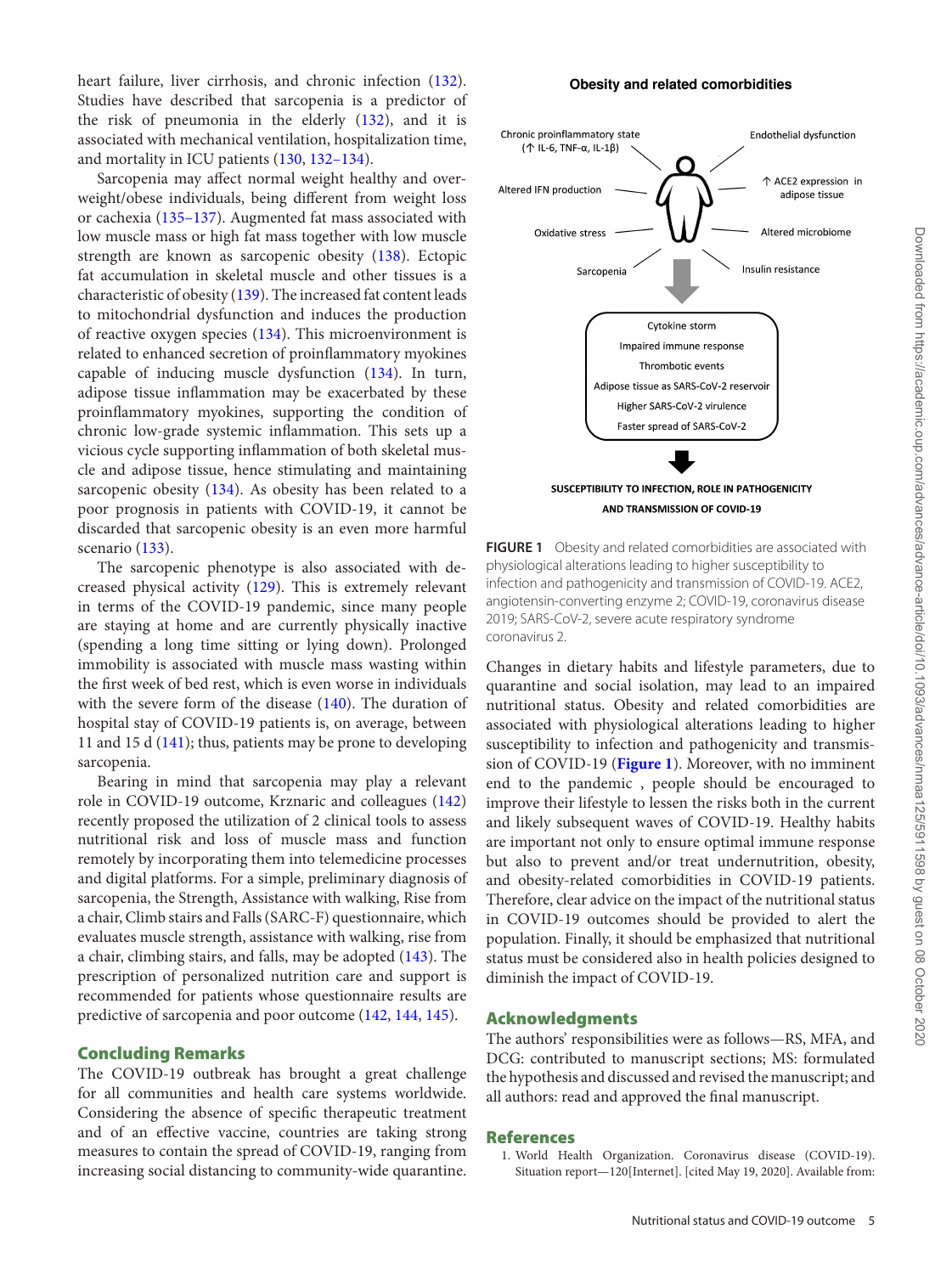heart failure, liver cirrhosis, and chronic infection (132). Studies have described that sarcopenia is a predictor of the risk of pneumonia in the elderly (132), and it is associated with mechanical ventilation, hospitalization time, and mortality in ICU patients (130, 132–134).

Sarcopenia may affect normal weight healthy and overweight/obese individuals, being different from weight loss or cachexia (135–137). Augmented fat mass associated with low muscle mass or high fat mass together with low muscle strength are known as sarcopenic obesity (138). Ectopic fat accumulation in skeletal muscle and other tissues is a characteristic of obesity (139). The increased fat content leads to mitochondrial dysfunction and induces the production of reactive oxygen species (134). This microenvironment is related to enhanced secretion of proinflammatory myokines capable of inducing muscle dysfunction (134). In turn, adipose tissue inflammation may be exacerbated by these proinflammatory myokines, supporting the condition of chronic low-grade systemic inflammation. This sets up a vicious cycle supporting inflammation of both skeletal muscle and adipose tissue, hence stimulating and maintaining sarcopenic obesity (134). As obesity has been related to a poor prognosis in patients with COVID-19, it cannot be discarded that sarcopenic obesity is an even more harmful scenario (133).

The sarcopenic phenotype is also associated with decreased physical activity (129). This is extremely relevant in terms of the COVID-19 pandemic, since many people are staying at home and are currently physically inactive (spending a long time sitting or lying down). Prolonged immobility is associated with muscle mass wasting within the first week of bed rest, which is even worse in individuals with the severe form of the disease (140). The duration of hospital stay of COVID-19 patients is, on average, between 11 and 15 d (141); thus, patients may be prone to developing sarcopenia.

Bearing in mind that sarcopenia may play a relevant role in COVID-19 outcome, Krznaric and colleagues (142) recently proposed the utilization of 2 clinical tools to assess nutritional risk and loss of muscle mass and function remotely by incorporating them into telemedicine processes and digital platforms. For a simple, preliminary diagnosis of sarcopenia, the Strength, Assistance with walking, Rise from a chair, Climb stairs and Falls (SARC-F) questionnaire, which evaluates muscle strength, assistance with walking, rise from a chair, climbing stairs, and falls, may be adopted (143). The prescription of personalized nutrition care and support is recommended for patients whose questionnaire results are predictive of sarcopenia and poor outcome (142, 144, 145).

## Concluding Remarks

The COVID-19 outbreak has brought a great challenge for all communities and health care systems worldwide. Considering the absence of specific therapeutic treatment and of an effective vaccine, countries are taking strong measures to contain the spread of COVID-19, ranging from increasing social distancing to community-wide quarantine.

**Obesity and related comorbidities**

Chronic proinflammatory state (↑ IL-6, TNF-α, IL-1β) | Endothelial dysfunction | Altered IFN production | ↑ ACE2 expression in adipose tissue | Oxidative stress | Altered microbiome | Sarcopenia | Insulin resistance

Cytokine storm | Impaired immune response | Thrombotic events | Adipose tissue as SARS-CoV-2 reservoir | Higher SARS-CoV-2 virulence | Faster spread of SARS-CoV-2

SUSCEPTIBILITY TO INFECTION, ROLE IN PATHOGENICITY AND TRANSMISSION OF COVID-19

**FIGURE 1** Obesity and related comorbidities are associated with physiological alterations leading to higher susceptibility to infection and pathogenicity and transmission of COVID-19. ACE2, angiotensin-converting enzyme 2; COVID-19, coronavirus disease 2019; SARS-CoV-2, severe acute respiratory syndrome coronavirus 2.

Changes in dietary habits and lifestyle parameters, due to quarantine and social isolation, may lead to an impaired nutritional status. Obesity and related comorbidities are associated with physiological alterations leading to higher susceptibility to infection and pathogenicity and transmission of COVID-19 (**Figure 1**). Moreover, with no imminent end to the pandemic , people should be encouraged to improve their lifestyle to lessen the risks both in the current and likely subsequent waves of COVID-19. Healthy habits are important not only to ensure optimal immune response but also to prevent and/or treat undernutrition, obesity, and obesity-related comorbidities in COVID-19 patients. Therefore, clear advice on the impact of the nutritional status in COVID-19 outcomes should be provided to alert the population. Finally, it should be emphasized that nutritional status must be considered also in health policies designed to diminish the impact of COVID-19.

## Acknowledgments

The authors' responsibilities were as follows—RS, MFA, and DCG: contributed to manuscript sections; MS: formulated the hypothesis and discussed and revised the manuscript; and all authors: read and approved the final manuscript.

## References

1. World Health Organization. Coronavirus disease (COVID-19). Situation report—120[Internet]. [cited May 19, 2020]. Available from: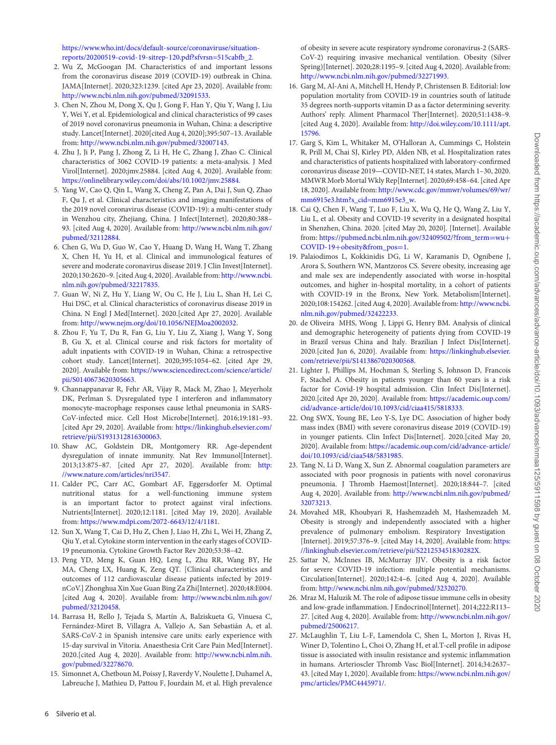https://www.who.int/docs/default-source/coronaviruse/situation-reports/20200519-covid-19-sitrep-120.pdf?sfvrsn=515cabfb_2.

2. Wu Z, McGoogan JM. Characteristics of and important lessons from the coronavirus disease 2019 (COVID-19) outbreak in China. JAMA[Internet]. 2020;323:1239. [cited Apr 23, 2020]. Available from: http://www.ncbi.nlm.nih.gov/pubmed/32091533.
3. Chen N, Zhou M, Dong X, Qu J, Gong F, Han Y, Qiu Y, Wang J, Liu Y, Wei Y, et al. Epidemiological and clinical characteristics of 99 cases of 2019 novel coronavirus pneumonia in Wuhan, China: a descriptive study. Lancet[Internet]. 2020[cited Aug 4, 2020];395:507–13. Available from: http://www.ncbi.nlm.nih.gov/pubmed/32007143.
4. Zhu J, Ji P, Pang J, Zhong Z, Li H, He C, Zhang J, Zhao C. Clinical characteristics of 3062 COVID-19 patients: a meta-analysis. J Med Virol[Internet]. 2020;jmv.25884. [cited Aug 4, 2020]. Available from: https://onlinelibrary.wiley.com/doi/abs/10.1002/jmv.25884.
5. Yang W, Cao Q, Qin L, Wang X, Cheng Z, Pan A, Dai J, Sun Q, Zhao F, Qu J, et al. Clinical characteristics and imaging manifestations of the 2019 novel coronavirus disease (COVID-19): a multi-center study in Wenzhou city, Zhejiang, China. J Infect[Internet]. 2020;80:388–93. [cited Aug 4, 2020]. Available from: http://www.ncbi.nlm.nih.gov/pubmed/32112884.
6. Chen G, Wu D, Guo W, Cao Y, Huang D, Wang H, Wang T, Zhang X, Chen H, Yu H, et al. Clinical and immunological features of severe and moderate coronavirus disease 2019. J Clin Invest[Internet]. 2020;130:2620–9. [cited Aug 4, 2020]. Available from: http://www.ncbi.nlm.nih.gov/pubmed/32217835.
7. Guan W, Ni Z, Hu Y, Liang W, Ou C, He J, Liu L, Shan H, Lei C, Hui DSC, et al. Clinical characteristics of coronavirus disease 2019 in China. N Engl J Med[Internet]. 2020.[cited Apr 27, 2020]. Available from: http://www.nejm.org/doi/10.1056/NEJMoa2002032.
8. Zhou F, Yu T, Du R, Fan G, Liu Y, Liu Z, Xiang J, Wang Y, Song B, Gu X, et al. Clinical course and risk factors for mortality of adult inpatients with COVID-19 in Wuhan, China: a retrospective cohort study. Lancet[Internet]. 2020;395:1054–62. [cited Apr 29, 2020]. Available from: https://www.sciencedirect.com/science/article/pii/S0140673620305663.
9. Channappanavar R, Fehr AR, Vijay R, Mack M, Zhao J, Meyerholz DK, Perlman S. Dysregulated type I interferon and inflammatory monocyte-macrophage responses cause lethal pneumonia in SARS-CoV-infected mice. Cell Host Microbe[Internet]. 2016;19:181–93. [cited Apr 29, 2020]. Available from: https://linkinghub.elsevier.com/retrieve/pii/S1931312816300063.
10. Shaw AC, Goldstein DR, Montgomery RR. Age-dependent dysregulation of innate immunity. Nat Rev Immunol[Internet]. 2013;13:875–87. [cited Apr 27, 2020]. Available from: http://www.nature.com/articles/nri3547.
11. Calder PC, Carr AC, Gombart AF, Eggersdorfer M. Optimal nutritional status for a well-functioning immune system is an important factor to protect against viral infections. Nutrients[Internet]. 2020;12:1181. [cited May 19, 2020]. Available from: https://www.mdpi.com/2072-6643/12/4/1181.
12. Sun X, Wang T, Cai D, Hu Z, Chen J, Liao H, Zhi L, Wei H, Zhang Z, Qiu Y, et al. Cytokine storm intervention in the early stages of COVID-19 pneumonia. Cytokine Growth Factor Rev 2020;53:38–42.
13. Peng YD, Meng K, Guan HQ, Leng L, Zhu RR, Wang BY, He MA, Cheng LX, Huang K, Zeng QT. [Clinical characteristics and outcomes of 112 cardiovascular disease patients infected by 2019-nCoV.] Zhonghua Xin Xue Guan Bing Za Zhi[Internet]. 2020;48:E004. [cited Aug 4, 2020]. Available from: http://www.ncbi.nlm.nih.gov/pubmed/32120458.
14. Barrasa H, Rello J, Tejada S, Martín A, Balziskueta G, Vinuesa C, Fernández-Miret B, Villagra A, Vallejo A, San Sebastián A, et al. SARS-CoV-2 in Spanish intensive care units: early experience with 15-day survival in Vitoria. Anaesthesia Crit Care Pain Med[Internet]. 2020.[cited Aug 4, 2020]. Available from: http://www.ncbi.nlm.nih.gov/pubmed/32278670.
15. Simonnet A, Chetboun M, Poissy J, Raverdy V, Noulette J, Duhamel A, Labreuche J, Mathieu D, Pattou F, Jourdain M, et al. High prevalence of obesity in severe acute respiratory syndrome coronavirus-2 (SARS-CoV-2) requiring invasive mechanical ventilation. Obesity (Silver Spring)[Internet]. 2020;28:1195–9. [cited Aug 4, 2020]. Available from: http://www.ncbi.nlm.nih.gov/pubmed/32271993.
16. Garg M, Al-Ani A, Mitchell H, Hendy P, Christensen B. Editorial: low population mortality from COVID-19 in countries south of latitude 35 degrees north-supports vitamin D as a factor determining severity. Authors' reply. Aliment Pharmacol Ther[Internet]. 2020;51:1438–9. [cited Aug 4, 2020]. Available from: http://doi.wiley.com/10.1111/apt.15796.
17. Garg S, Kim L, Whitaker M, O'Halloran A, Cummings C, Holstein R, Prill M, Chai SJ, Kirley PD, Alden NB, et al. Hospitalization rates and characteristics of patients hospitalized with laboratory-confirmed coronavirus disease 2019—COVID-NET, 14 states, March 1–30, 2020. MMWR Morb Mortal Wkly Rep[Internet]. 2020;69:458–64. [cited Apr 18, 2020]. Available from: http://www.cdc.gov/mmwr/volumes/69/wr/mm6915e3.htm?s_cid=mm6915e3_w.
18. Cai Q, Chen F, Wang T, Luo F, Liu X, Wu Q, He Q, Wang Z, Liu Y, Liu L, et al. Obesity and COVID-19 severity in a designated hospital in Shenzhen, China. 2020. [cited May 20, 2020]. [Internet]. Available from: https://pubmed.ncbi.nlm.nih.gov/32409502/?from_term=wu+COVID-19+obesity&from_pos=1.
19. Palaiodimos L, Kokkinidis DG, Li W, Karamanis D, Ognibene J, Arora S, Southern WN, Mantzoros CS. Severe obesity, increasing age and male sex are independently associated with worse in-hospital outcomes, and higher in-hospital mortality, in a cohort of patients with COVID-19 in the Bronx, New York. Metabolism[Internet]. 2020;108:154262. [cited Aug 4, 2020]. Available from: http://www.ncbi.nlm.nih.gov/pubmed/32422233.
20. de Oliveira MHS, Wong J, Lippi G, Henry BM. Analysis of clinical and demographic heterogeneity of patients dying from COVID-19 in Brazil versus China and Italy. Brazilian J Infect Dis[Internet]. 2020.[cited Jun 6, 2020]. Available from: https://linkinghub.elsevier.com/retrieve/pii/S1413867020300568.
21. Lighter J, Phillips M, Hochman S, Sterling S, Johnson D, Francois F, Stachel A. Obesity in patients younger than 60 years is a risk factor for Covid-19 hospital admission. Clin Infect Dis[Internet]. 2020.[cited Apr 20, 2020]. Available from: https://academic.oup.com/cid/advance-article/doi/10.1093/cid/ciaa415/5818333.
22. Ong SWX, Young BE, Leo Y-S, Lye DC. Association of higher body mass index (BMI) with severe coronavirus disease 2019 (COVID-19) in younger patients. Clin Infect Dis[Internet]. 2020.[cited May 20, 2020]. Available from: https://academic.oup.com/cid/advance-article/doi/10.1093/cid/ciaa548/5831985.
23. Tang N, Li D, Wang X, Sun Z. Abnormal coagulation parameters are associated with poor prognosis in patients with novel coronavirus pneumonia. J Thromb Haemost[Internet]. 2020;18:844–7. [cited Aug 4, 2020]. Available from: http://www.ncbi.nlm.nih.gov/pubmed/32073213.
24. Movahed MR, Khoubyari R, Hashemzadeh M, Hashemzadeh M. Obesity is strongly and independently associated with a higher prevalence of pulmonary embolism. Respiratory Investigation [Internet]. 2019;57:376–9. [cited May 14, 2020]. Available from: https://linkinghub.elsevier.com/retrieve/pii/S221253451830282X.
25. Sattar N, McInnes IB, McMurray JJV. Obesity is a risk factor for severe COVID-19 infection: multiple potential mechanisms. Circulation[Internet]. 2020;142:4–6. [cited Aug 4, 2020]. Available from: http://www.ncbi.nlm.nih.gov/pubmed/32320270.
26. Mraz M, Haluzik M. The role of adipose tissue immune cells in obesity and low-grade inflammation. J Endocrinol[Internet]. 2014;222:R113–27. [cited Aug 4, 2020]. Available from: http://www.ncbi.nlm.nih.gov/pubmed/25006217.
27. McLaughlin T, Liu L-F, Lamendola C, Shen L, Morton J, Rivas H, Winer D, Tolentino L, Choi O, Zhang H, et al.T-cell profile in adipose tissue is associated with insulin resistance and systemic inflammation in humans. Arterioscler Thromb Vasc Biol[Internet]. 2014;34:2637–43. [cited May 1, 2020]. Available from: https://www.ncbi.nlm.nih.gov/pmc/articles/PMC4445971/.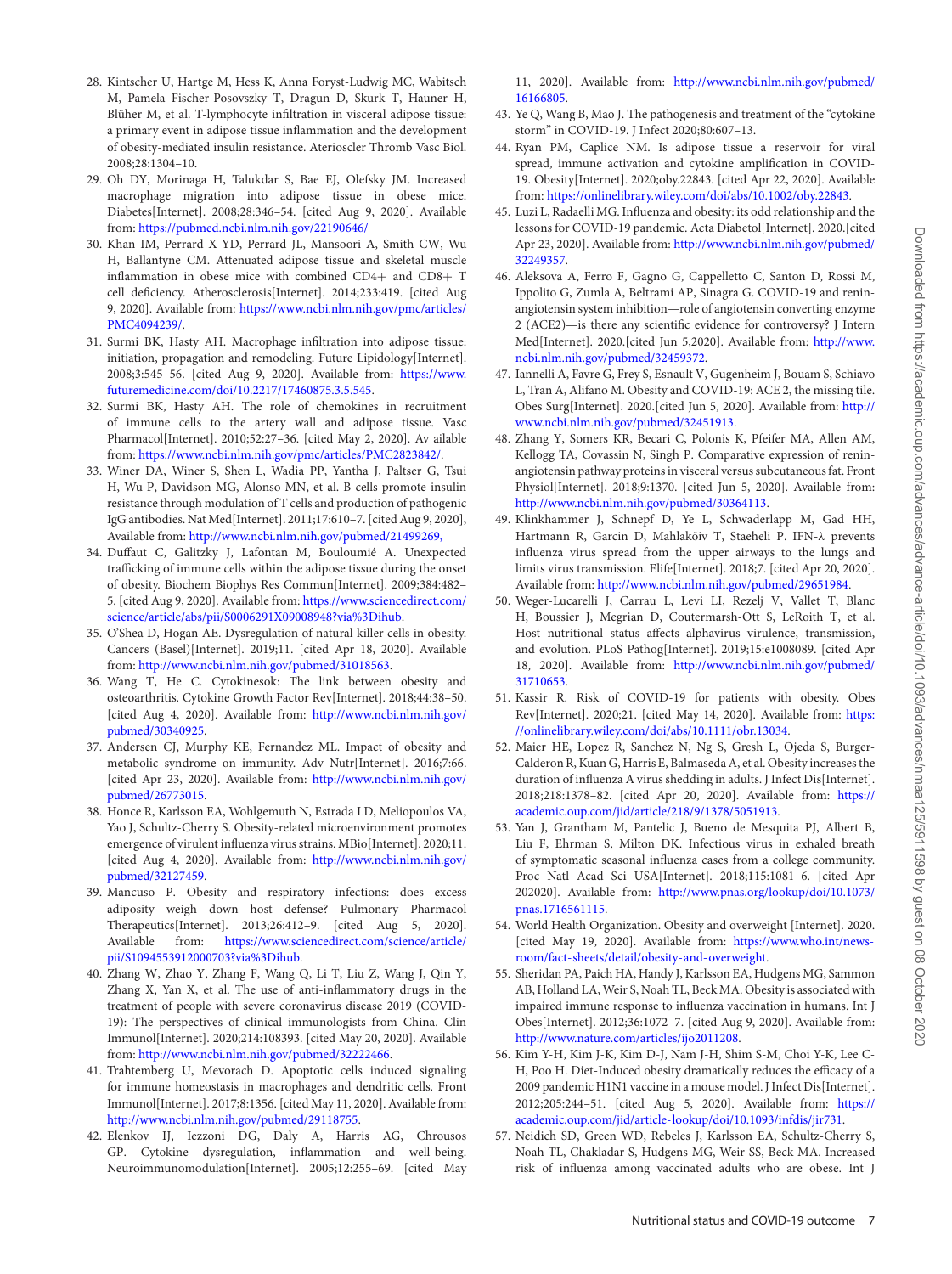28. Kintscher U, Hartge M, Hess K, Anna Foryst-Ludwig MC, Wabitsch M, Pamela Fischer-Posovszky T, Dragun D, Skurk T, Hauner H, Blüher M, et al. T-lymphocyte infiltration in visceral adipose tissue: a primary event in adipose tissue inflammation and the development of obesity-mediated insulin resistance. Aterioscler Thromb Vasc Biol. 2008;28:1304–10.
29. Oh DY, Morinaga H, Talukdar S, Bae EJ, Olefsky JM. Increased macrophage migration into adipose tissue in obese mice. Diabetes[Internet]. 2008;28:346–54. [cited Aug 9, 2020]. Available from: https://pubmed.ncbi.nlm.nih.gov/22190646/
30. Khan IM, Perrard X-YD, Perrard JL, Mansoori A, Smith CW, Wu H, Ballantyne CM. Attenuated adipose tissue and skeletal muscle inflammation in obese mice with combined CD4+ and CD8+ T cell deficiency. Atherosclerosis[Internet]. 2014;233:419. [cited Aug 9, 2020]. Available from: https://www.ncbi.nlm.nih.gov/pmc/articles/PMC4094239/.
31. Surmi BK, Hasty AH. Macrophage infiltration into adipose tissue: initiation, propagation and remodeling. Future Lipidology[Internet]. 2008;3:545–56. [cited Aug 9, 2020]. Available from: https://www.futuremedicine.com/doi/10.2217/17460875.3.5.545.
32. Surmi BK, Hasty AH. The role of chemokines in recruitment of immune cells to the artery wall and adipose tissue. Vasc Pharmacol[Internet]. 2010;52:27–36. [cited May 2, 2020]. Av ailable from: https://www.ncbi.nlm.nih.gov/pmc/articles/PMC2823842/.
33. Winer DA, Winer S, Shen L, Wadia PP, Yantha J, Paltser G, Tsui H, Wu P, Davidson MG, Alonso MN, et al. B cells promote insulin resistance through modulation of T cells and production of pathogenic IgG antibodies. Nat Med[Internet]. 2011;17:610–7. [cited Aug 9, 2020], Available from: http://www.ncbi.nlm.nih.gov/pubmed/21499269,
34. Duffaut C, Galitzky J, Lafontan M, Bouloumié A. Unexpected trafficking of immune cells within the adipose tissue during the onset of obesity. Biochem Biophys Res Commun[Internet]. 2009;384:482–5. [cited Aug 9, 2020]. Available from: https://www.sciencedirect.com/science/article/abs/pii/S0006291X09008948?via%3Dihub.
35. O'Shea D, Hogan AE. Dysregulation of natural killer cells in obesity. Cancers (Basel)[Internet]. 2019;11. [cited Apr 18, 2020]. Available from: http://www.ncbi.nlm.nih.gov/pubmed/31018563.
36. Wang T, He C. Cytokinesok: The link between obesity and osteoarthritis. Cytokine Growth Factor Rev[Internet]. 2018;44:38–50. [cited Aug 4, 2020]. Available from: http://www.ncbi.nlm.nih.gov/pubmed/30340925.
37. Andersen CJ, Murphy KE, Fernandez ML. Impact of obesity and metabolic syndrome on immunity. Adv Nutr[Internet]. 2016;7:66. [cited Apr 23, 2020]. Available from: http://www.ncbi.nlm.nih.gov/pubmed/26773015.
38. Honce R, Karlsson EA, Wohlgemuth N, Estrada LD, Meliopoulos VA, Yao J, Schultz-Cherry S. Obesity-related microenvironment promotes emergence of virulent influenza virus strains. MBio[Internet]. 2020;11. [cited Aug 4, 2020]. Available from: http://www.ncbi.nlm.nih.gov/pubmed/32127459.
39. Mancuso P. Obesity and respiratory infections: does excess adiposity weigh down host defense? Pulmonary Pharmacol Therapeutics[Internet]. 2013;26:412–9. [cited Aug 5, 2020]. Available from: https://www.sciencedirect.com/science/article/pii/S1094553912000703?via%3Dihub.
40. Zhang W, Zhao Y, Zhang F, Wang Q, Li T, Liu Z, Wang J, Qin Y, Zhang X, Yan X, et al. The use of anti-inflammatory drugs in the treatment of people with severe coronavirus disease 2019 (COVID-19): The perspectives of clinical immunologists from China. Clin Immunol[Internet]. 2020;214:108393. [cited May 20, 2020]. Available from: http://www.ncbi.nlm.nih.gov/pubmed/32222466.
41. Trahtemberg U, Mevorach D. Apoptotic cells induced signaling for immune homeostasis in macrophages and dendritic cells. Front Immunol[Internet]. 2017;8:1356. [cited May 11, 2020]. Available from: http://www.ncbi.nlm.nih.gov/pubmed/29118755.
42. Elenkov IJ, Iezzoni DG, Daly A, Harris AG, Chrousos GP. Cytokine dysregulation, inflammation and well-being. Neuroimmunomodulation[Internet]. 2005;12:255–69. [cited May 11, 2020]. Available from: http://www.ncbi.nlm.nih.gov/pubmed/16166805.
43. Ye Q, Wang B, Mao J. The pathogenesis and treatment of the "cytokine storm" in COVID-19. J Infect 2020;80:607–13.
44. Ryan PM, Caplice NM. Is adipose tissue a reservoir for viral spread, immune activation and cytokine amplification in COVID-19. Obesity[Internet]. 2020;oby.22843. [cited Apr 22, 2020]. Available from: https://onlinelibrary.wiley.com/doi/abs/10.1002/oby.22843.
45. Luzi L, Radaelli MG. Influenza and obesity: its odd relationship and the lessons for COVID-19 pandemic. Acta Diabetol[Internet]. 2020.[cited Apr 23, 2020]. Available from: http://www.ncbi.nlm.nih.gov/pubmed/32249357.
46. Aleksova A, Ferro F, Gagno G, Cappelletto C, Santon D, Rossi M, Ippolito G, Zumla A, Beltrami AP, Sinagra G. COVID-19 and renin-angiotensin system inhibition—role of angiotensin converting enzyme 2 (ACE2)—is there any scientific evidence for controversy? J Intern Med[Internet]. 2020.[cited Jun 5,2020]. Available from: http://www.ncbi.nlm.nih.gov/pubmed/32459372.
47. Iannelli A, Favre G, Frey S, Esnault V, Gugenheim J, Bouam S, Schiavo L, Tran A, Alifano M. Obesity and COVID-19: ACE 2, the missing tile. Obes Surg[Internet]. 2020.[cited Jun 5, 2020]. Available from: http://www.ncbi.nlm.nih.gov/pubmed/32451913.
48. Zhang Y, Somers KR, Becari C, Polonis K, Pfeifer MA, Allen AM, Kellogg TA, Covassin N, Singh P. Comparative expression of renin-angiotensin pathway proteins in visceral versus subcutaneous fat. Front Physiol[Internet]. 2018;9:1370. [cited Jun 5, 2020]. Available from: http://www.ncbi.nlm.nih.gov/pubmed/30364113.
49. Klinkhammer J, Schnepf D, Ye L, Schwaderlapp M, Gad HH, Hartmann R, Garcin D, Mahlakõiv T, Staeheli P. IFN-λ prevents influenza virus spread from the upper airways to the lungs and limits virus transmission. Elife[Internet]. 2018;7. [cited Apr 20, 2020]. Available from: http://www.ncbi.nlm.nih.gov/pubmed/29651984.
50. Weger-Lucarelli J, Carrau L, Levi LI, Rezelj V, Vallet T, Blanc H, Boussier J, Megrian D, Coutermarsh-Ott S, LeRoith T, et al. Host nutritional status affects alphavirus virulence, transmission, and evolution. PLoS Pathog[Internet]. 2019;15:e1008089. [cited Apr 18, 2020]. Available from: http://www.ncbi.nlm.nih.gov/pubmed/31710653.
51. Kassir R. Risk of COVID-19 for patients with obesity. Obes Rev[Internet]. 2020;21. [cited May 14, 2020]. Available from: https://onlinelibrary.wiley.com/doi/abs/10.1111/obr.13034.
52. Maier HE, Lopez R, Sanchez N, Ng S, Gresh L, Ojeda S, Burger-Calderon R, Kuan G, Harris E, Balmaseda A, et al. Obesity increases the duration of influenza A virus shedding in adults. J Infect Dis[Internet]. 2018;218:1378–82. [cited Apr 20, 2020]. Available from: https://academic.oup.com/jid/article/218/9/1378/5051913.
53. Yan J, Grantham M, Pantelic J, Bueno de Mesquita PJ, Albert B, Liu F, Ehrman S, Milton DK. Infectious virus in exhaled breath of symptomatic seasonal influenza cases from a college community. Proc Natl Acad Sci USA[Internet]. 2018;115:1081–6. [cited Apr 202020]. Available from: http://www.pnas.org/lookup/doi/10.1073/pnas.1716561115.
54. World Health Organization. Obesity and overweight [Internet]. 2020. [cited May 19, 2020]. Available from: https://www.who.int/news-room/fact-sheets/detail/obesity-and-overweight.
55. Sheridan PA, Paich HA, Handy J, Karlsson EA, Hudgens MG, Sammon AB, Holland LA, Weir S, Noah TL, Beck MA. Obesity is associated with impaired immune response to influenza vaccination in humans. Int J Obes[Internet]. 2012;36:1072–7. [cited Aug 9, 2020]. Available from: http://www.nature.com/articles/ijo2011208.
56. Kim Y-H, Kim J-K, Kim D-J, Nam J-H, Shim S-M, Choi Y-K, Lee C-H, Poo H. Diet-Induced obesity dramatically reduces the efficacy of a 2009 pandemic H1N1 vaccine in a mouse model. J Infect Dis[Internet]. 2012;205:244–51. [cited Aug 5, 2020]. Available from: https://academic.oup.com/jid/article-lookup/doi/10.1093/infdis/jir731.
57. Neidich SD, Green WD, Rebeles J, Karlsson EA, Schultz-Cherry S, Noah TL, Chakladar S, Hudgens MG, Weir SS, Beck MA. Increased risk of influenza among vaccinated adults who are obese. Int J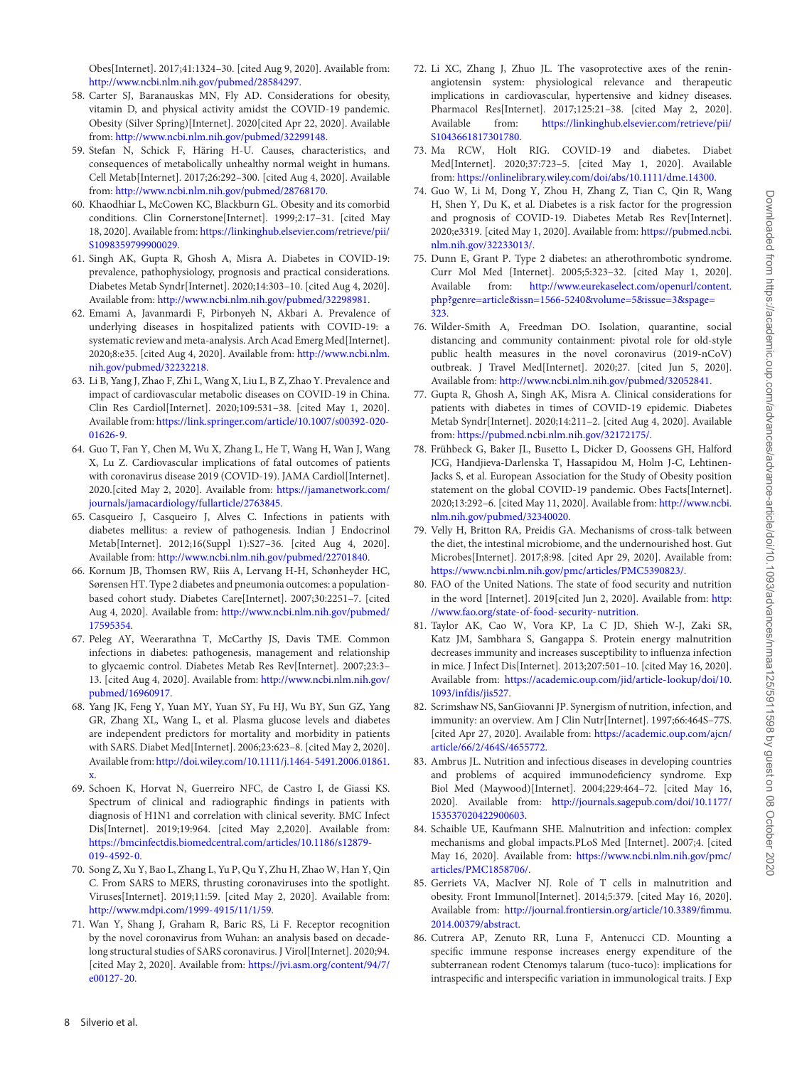Obes[Internet]. 2017;41:1324–30. [cited Aug 9, 2020]. Available from: http://www.ncbi.nlm.nih.gov/pubmed/28584297.

58. Carter SJ, Baranauskas MN, Fly AD. Considerations for obesity, vitamin D, and physical activity amidst the COVID-19 pandemic. Obesity (Silver Spring)[Internet]. 2020[cited Apr 22, 2020]. Available from: http://www.ncbi.nlm.nih.gov/pubmed/32299148.
59. Stefan N, Schick F, Häring H-U. Causes, characteristics, and consequences of metabolically unhealthy normal weight in humans. Cell Metab[Internet]. 2017;26:292–300. [cited Aug 4, 2020]. Available from: http://www.ncbi.nlm.nih.gov/pubmed/28768170.
60. Khaodhiar L, McCowen KC, Blackburn GL. Obesity and its comorbid conditions. Clin Cornerstone[Internet]. 1999;2:17–31. [cited May 18, 2020]. Available from: https://linkinghub.elsevier.com/retrieve/pii/S1098359799900029.
61. Singh AK, Gupta R, Ghosh A, Misra A. Diabetes in COVID-19: prevalence, pathophysiology, prognosis and practical considerations. Diabetes Metab Syndr[Internet]. 2020;14:303–10. [cited Aug 4, 2020]. Available from: http://www.ncbi.nlm.nih.gov/pubmed/32298981.
62. Emami A, Javanmardi F, Pirbonyeh N, Akbari A. Prevalence of underlying diseases in hospitalized patients with COVID-19: a systematic review and meta-analysis. Arch Acad Emerg Med[Internet]. 2020;8:e35. [cited Aug 4, 2020]. Available from: http://www.ncbi.nlm.nih.gov/pubmed/32232218.
63. Li B, Yang J, Zhao F, Zhi L, Wang X, Liu L, B Z, Zhao Y. Prevalence and impact of cardiovascular metabolic diseases on COVID-19 in China. Clin Res Cardiol[Internet]. 2020;109:531–38. [cited May 1, 2020]. Available from: https://link.springer.com/article/10.1007/s00392-020-01626-9.
64. Guo T, Fan Y, Chen M, Wu X, Zhang L, He T, Wang H, Wan J, Wang X, Lu Z. Cardiovascular implications of fatal outcomes of patients with coronavirus disease 2019 (COVID-19). JAMA Cardiol[Internet]. 2020.[cited May 2, 2020]. Available from: https://jamanetwork.com/journals/jamacardiology/fullarticle/2763845.
65. Casqueiro J, Casqueiro J, Alves C. Infections in patients with diabetes mellitus: a review of pathogenesis. Indian J Endocrinol Metab[Internet]. 2012;16(Suppl 1):S27–36. [cited Aug 4, 2020]. Available from: http://www.ncbi.nlm.nih.gov/pubmed/22701840.
66. Kornum JB, Thomsen RW, Riis A, Lervang H-H, Schønheyder HC, Sørensen HT. Type 2 diabetes and pneumonia outcomes: a population-based cohort study. Diabetes Care[Internet]. 2007;30:2251–7. [cited Aug 4, 2020]. Available from: http://www.ncbi.nlm.nih.gov/pubmed/17595354.
67. Peleg AY, Weerarathna T, McCarthy JS, Davis TME. Common infections in diabetes: pathogenesis, management and relationship to glycaemic control. Diabetes Metab Res Rev[Internet]. 2007;23:3–13. [cited Aug 4, 2020]. Available from: http://www.ncbi.nlm.nih.gov/pubmed/16960917.
68. Yang JK, Feng Y, Yuan MY, Yuan SY, Fu HJ, Wu BY, Sun GZ, Yang GR, Zhang XL, Wang L, et al. Plasma glucose levels and diabetes are independent predictors for mortality and morbidity in patients with SARS. Diabet Med[Internet]. 2006;23:623–8. [cited May 2, 2020]. Available from: http://doi.wiley.com/10.1111/j.1464-5491.2006.01861.x.
69. Schoen K, Horvat N, Guerreiro NFC, de Castro I, de Giassi KS. Spectrum of clinical and radiographic findings in patients with diagnosis of H1N1 and correlation with clinical severity. BMC Infect Dis[Internet]. 2019;19:964. [cited May 2,2020]. Available from: https://bmcinfectdis.biomedcentral.com/articles/10.1186/s12879-019-4592-0.
70. Song Z, Xu Y, Bao L, Zhang L, Yu P, Qu Y, Zhu H, Zhao W, Han Y, Qin C. From SARS to MERS, thrusting coronaviruses into the spotlight. Viruses[Internet]. 2019;11:59. [cited May 2, 2020]. Available from: http://www.mdpi.com/1999-4915/11/1/59.
71. Wan Y, Shang J, Graham R, Baric RS, Li F. Receptor recognition by the novel coronavirus from Wuhan: an analysis based on decade-long structural studies of SARS coronavirus. J Virol[Internet]. 2020;94. [cited May 2, 2020]. Available from: https://jvi.asm.org/content/94/7/e00127-20.
72. Li XC, Zhang J, Zhuo JL. The vasoprotective axes of the renin-angiotensin system: physiological relevance and therapeutic implications in cardiovascular, hypertensive and kidney diseases. Pharmacol Res[Internet]. 2017;125:21–38. [cited May 2, 2020]. Available from: https://linkinghub.elsevier.com/retrieve/pii/S1043661817301780.
73. Ma RCW, Holt RIG. COVID-19 and diabetes. Diabet Med[Internet]. 2020;37:723–5. [cited May 1, 2020]. Available from: https://onlinelibrary.wiley.com/doi/abs/10.1111/dme.14300.
74. Guo W, Li M, Dong Y, Zhou H, Zhang Z, Tian C, Qin R, Wang H, Shen Y, Du K, et al. Diabetes is a risk factor for the progression and prognosis of COVID-19. Diabetes Metab Res Rev[Internet]. 2020;e3319. [cited May 1, 2020]. Available from: https://pubmed.ncbi.nlm.nih.gov/32233013/.
75. Dunn E, Grant P. Type 2 diabetes: an atherothrombotic syndrome. Curr Mol Med [Internet]. 2005;5:323–32. [cited May 1, 2020]. Available from: http://www.eurekaselect.com/openurl/content.php?genre=article&issn=1566-5240&volume=5&issue=3&spage=323.
76. Wilder-Smith A, Freedman DO. Isolation, quarantine, social distancing and community containment: pivotal role for old-style public health measures in the novel coronavirus (2019-nCoV) outbreak. J Travel Med[Internet]. 2020;27. [cited Jun 5, 2020]. Available from: http://www.ncbi.nlm.nih.gov/pubmed/32052841.
77. Gupta R, Ghosh A, Singh AK, Misra A. Clinical considerations for patients with diabetes in times of COVID-19 epidemic. Diabetes Metab Syndr[Internet]. 2020;14:211–2. [cited Aug 4, 2020]. Available from: https://pubmed.ncbi.nlm.nih.gov/32172175/.
78. Frühbeck G, Baker JL, Busetto L, Dicker D, Goossens GH, Halford JCG, Handjieva-Darlenska T, Hassapidou M, Holm J-C, Lehtinen-Jacks S, et al. European Association for the Study of Obesity position statement on the global COVID-19 pandemic. Obes Facts[Internet]. 2020;13:292–6. [cited May 11, 2020]. Available from: http://www.ncbi.nlm.nih.gov/pubmed/32340020.
79. Velly H, Britton RA, Preidis GA. Mechanisms of cross-talk between the diet, the intestinal microbiome, and the undernourished host. Gut Microbes[Internet]. 2017;8:98. [cited Apr 29, 2020]. Available from: https://www.ncbi.nlm.nih.gov/pmc/articles/PMC5390823/.
80. FAO of the United Nations. The state of food security and nutrition in the word [Internet]. 2019[cited Jun 2, 2020]. Available from: http://www.fao.org/state-of-food-security-nutrition.
81. Taylor AK, Cao W, Vora KP, La C JD, Shieh W-J, Zaki SR, Katz JM, Sambhara S, Gangappa S. Protein energy malnutrition decreases immunity and increases susceptibility to influenza infection in mice. J Infect Dis[Internet]. 2013;207:501–10. [cited May 16, 2020]. Available from: https://academic.oup.com/jid/article-lookup/doi/10.1093/infdis/jis527.
82. Scrimshaw NS, SanGiovanni JP. Synergism of nutrition, infection, and immunity: an overview. Am J Clin Nutr[Internet]. 1997;66:464S–77S. [cited Apr 27, 2020]. Available from: https://academic.oup.com/ajcn/article/66/2/464S/4655772.
83. Ambrus JL. Nutrition and infectious diseases in developing countries and problems of acquired immunodeficiency syndrome. Exp Biol Med (Maywood)[Internet]. 2004;229:464–72. [cited May 16, 2020]. Available from: http://journals.sagepub.com/doi/10.1177/153537020422900603.
84. Schaible UE, Kaufmann SHE. Malnutrition and infection: complex mechanisms and global impacts.PLoS Med [Internet]. 2007;4. [cited May 16, 2020]. Available from: https://www.ncbi.nlm.nih.gov/pmc/articles/PMC1858706/.
85. Gerriets VA, MacIver NJ. Role of T cells in malnutrition and obesity. Front Immunol[Internet]. 2014;5:379. [cited May 16, 2020]. Available from: http://journal.frontiersin.org/article/10.3389/fimmu.2014.00379/abstract.
86. Cutrera AP, Zenuto RR, Luna F, Antenucci CD. Mounting a specific immune response increases energy expenditure of the subterranean rodent Ctenomys talarum (tuco-tuco): implications for intraspecific and interspecific variation in immunological traits. J Exp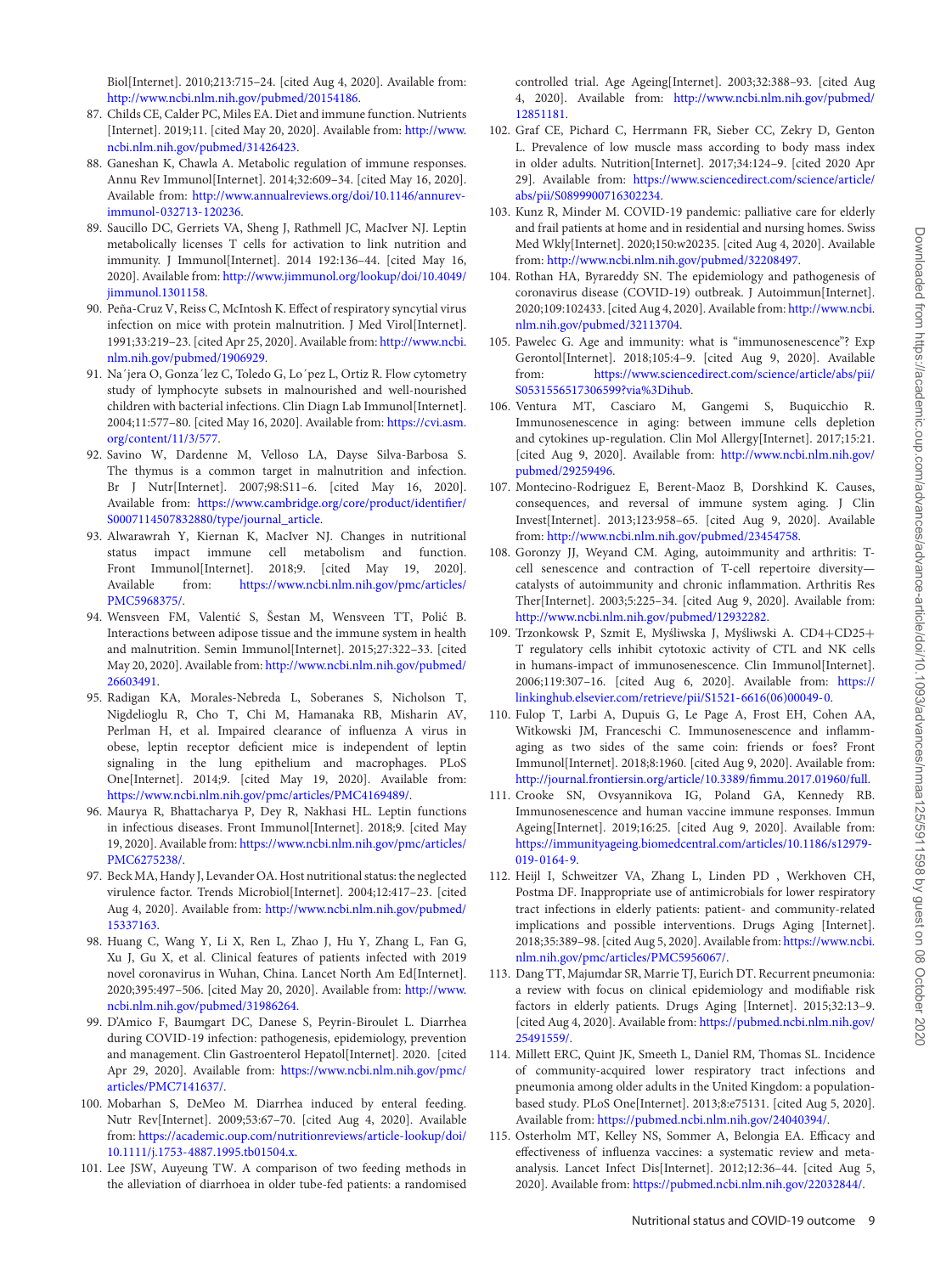Biol[Internet]. 2010;213:715–24. [cited Aug 4, 2020]. Available from: http://www.ncbi.nlm.nih.gov/pubmed/20154186.

87. Childs CE, Calder PC, Miles EA. Diet and immune function. Nutrients [Internet]. 2019;11. [cited May 20, 2020]. Available from: http://www.ncbi.nlm.nih.gov/pubmed/31426423.
88. Ganeshan K, Chawla A. Metabolic regulation of immune responses. Annu Rev Immunol[Internet]. 2014;32:609–34. [cited May 16, 2020]. Available from: http://www.annualreviews.org/doi/10.1146/annurev-immunol-032713-120236.
89. Saucillo DC, Gerriets VA, Sheng J, Rathmell JC, MacIver NJ. Leptin metabolically licenses T cells for activation to link nutrition and immunity. J Immunol[Internet]. 2014 192:136–44. [cited May 16, 2020]. Available from: http://www.jimmunol.org/lookup/doi/10.4049/jimmunol.1301158.
90. Peña-Cruz V, Reiss C, McIntosh K. Effect of respiratory syncytial virus infection on mice with protein malnutrition. J Med Virol[Internet]. 1991;33:219–23. [cited Apr 25, 2020]. Available from: http://www.ncbi.nlm.nih.gov/pubmed/1906929.
91. Na´jera O, Gonza´lez C, Toledo G, Lo´pez L, Ortiz R. Flow cytometry study of lymphocyte subsets in malnourished and well-nourished children with bacterial infections. Clin Diagn Lab Immunol[Internet]. 2004;11:577–80. [cited May 16, 2020]. Available from: https://cvi.asm.org/content/11/3/577.
92. Savino W, Dardenne M, Velloso LA, Dayse Silva-Barbosa S. The thymus is a common target in malnutrition and infection. Br J Nutr[Internet]. 2007;98:S11–6. [cited May 16, 2020]. Available from: https://www.cambridge.org/core/product/identifier/S0007114507832880/type/journal_article.
93. Alwarawrah Y, Kiernan K, MacIver NJ. Changes in nutritional status impact immune cell metabolism and function. Front Immunol[Internet]. 2018;9. [cited May 19, 2020]. Available from: https://www.ncbi.nlm.nih.gov/pmc/articles/PMC5968375/.
94. Wensveen FM, Valentić S, Šestan M, Wensveen TT, Polić B. Interactions between adipose tissue and the immune system in health and malnutrition. Semin Immunol[Internet]. 2015;27:322–33. [cited May 20, 2020]. Available from: http://www.ncbi.nlm.nih.gov/pubmed/26603491.
95. Radigan KA, Morales-Nebreda L, Soberanes S, Nicholson T, Nigdelioglu R, Cho T, Chi M, Hamanaka RB, Misharin AV, Perlman H, et al. Impaired clearance of influenza A virus in obese, leptin receptor deficient mice is independent of leptin signaling in the lung epithelium and macrophages. PLoS One[Internet]. 2014;9. [cited May 19, 2020]. Available from: https://www.ncbi.nlm.nih.gov/pmc/articles/PMC4169489/.
96. Maurya R, Bhattacharya P, Dey R, Nakhasi HL. Leptin functions in infectious diseases. Front Immunol[Internet]. 2018;9. [cited May 19, 2020]. Available from: https://www.ncbi.nlm.nih.gov/pmc/articles/PMC6275238/.
97. Beck MA, Handy J, Levander OA. Host nutritional status: the neglected virulence factor. Trends Microbiol[Internet]. 2004;12:417–23. [cited Aug 4, 2020]. Available from: http://www.ncbi.nlm.nih.gov/pubmed/15337163.
98. Huang C, Wang Y, Li X, Ren L, Zhao J, Hu Y, Zhang L, Fan G, Xu J, Gu X, et al. Clinical features of patients infected with 2019 novel coronavirus in Wuhan, China. Lancet North Am Ed[Internet]. 2020;395:497–506. [cited May 20, 2020]. Available from: http://www.ncbi.nlm.nih.gov/pubmed/31986264.
99. D'Amico F, Baumgart DC, Danese S, Peyrin-Biroulet L. Diarrhea during COVID-19 infection: pathogenesis, epidemiology, prevention and management. Clin Gastroenterol Hepatol[Internet]. 2020. [cited Apr 29, 2020]. Available from: https://www.ncbi.nlm.nih.gov/pmc/articles/PMC7141637/.
100. Mobarhan S, DeMeo M. Diarrhea induced by enteral feeding. Nutr Rev[Internet]. 2009;53:67–70. [cited Aug 4, 2020]. Available from: https://academic.oup.com/nutritionreviews/article-lookup/doi/10.1111/j.1753-4887.1995.tb01504.x.
101. Lee JSW, Auyeung TW. A comparison of two feeding methods in the alleviation of diarrhoea in older tube-fed patients: a randomised controlled trial. Age Ageing[Internet]. 2003;32:388–93. [cited Aug 4, 2020]. Available from: http://www.ncbi.nlm.nih.gov/pubmed/12851181.
102. Graf CE, Pichard C, Herrmann FR, Sieber CC, Zekry D, Genton L. Prevalence of low muscle mass according to body mass index in older adults. Nutrition[Internet]. 2017;34:124–9. [cited 2020 Apr 29]. Available from: https://www.sciencedirect.com/science/article/abs/pii/S0899900716302234.
103. Kunz R, Minder M. COVID-19 pandemic: palliative care for elderly and frail patients at home and in residential and nursing homes. Swiss Med Wkly[Internet]. 2020;150:w20235. [cited Aug 4, 2020]. Available from: http://www.ncbi.nlm.nih.gov/pubmed/32208497.
104. Rothan HA, Byrareddy SN. The epidemiology and pathogenesis of coronavirus disease (COVID-19) outbreak. J Autoimmun[Internet]. 2020;109:102433. [cited Aug 4, 2020]. Available from: http://www.ncbi.nlm.nih.gov/pubmed/32113704.
105. Pawelec G. Age and immunity: what is "immunosenescence"? Exp Gerontol[Internet]. 2018;105:4–9. [cited Aug 9, 2020]. Available from: https://www.sciencedirect.com/science/article/abs/pii/S0531556517306599?via%3Dihub.
106. Ventura MT, Casciaro M, Gangemi S, Buquicchio R. Immunosenescence in aging: between immune cells depletion and cytokines up-regulation. Clin Mol Allergy[Internet]. 2017;15:21. [cited Aug 9, 2020]. Available from: http://www.ncbi.nlm.nih.gov/pubmed/29259496.
107. Montecino-Rodriguez E, Berent-Maoz B, Dorshkind K. Causes, consequences, and reversal of immune system aging. J Clin Invest[Internet]. 2013;123:958–65. [cited Aug 9, 2020]. Available from: http://www.ncbi.nlm.nih.gov/pubmed/23454758.
108. Goronzy JJ, Weyand CM. Aging, autoimmunity and arthritis: T-cell senescence and contraction of T-cell repertoire diversity—catalysts of autoimmunity and chronic inflammation. Arthritis Res Ther[Internet]. 2003;5:225–34. [cited Aug 9, 2020]. Available from: http://www.ncbi.nlm.nih.gov/pubmed/12932282.
109. Trzonkowski P, Szmit E, Myśliwska J, Myśliwski A. CD4+CD25+ T regulatory cells inhibit cytotoxic activity of CTL and NK cells in humans-impact of immunosenescence. Clin Immunol[Internet]. 2006;119:307–16. [cited Aug 6, 2020]. Available from: https://linkinghub.elsevier.com/retrieve/pii/S1521-6616(06)00049-0.
110. Fulop T, Larbi A, Dupuis G, Le Page A, Frost EH, Cohen AA, Witkowski JM, Franceschi C. Immunosenescence and inflamm-aging as two sides of the same coin: friends or foes? Front Immunol[Internet]. 2018;8:1960. [cited Aug 9, 2020]. Available from: http://journal.frontiersin.org/article/10.3389/fimmu.2017.01960/full.
111. Crooke SN, Ovsyannikova IG, Poland GA, Kennedy RB. Immunosenescence and human vaccine immune responses. Immun Ageing[Internet]. 2019;16:25. [cited Aug 9, 2020]. Available from: https://immunityageing.biomedcentral.com/articles/10.1186/s12979-019-0164-9.
112. Heijl I, Schweitzer VA, Zhang L, Linden PD , Werkhoven CH, Postma DF. Inappropriate use of antimicrobials for lower respiratory tract infections in elderly patients: patient- and community-related implications and possible interventions. Drugs Aging [Internet]. 2018;35:389–98. [cited Aug 5, 2020]. Available from: https://www.ncbi.nlm.nih.gov/pmc/articles/PMC5956067/.
113. Dang TT, Majumdar SR, Marrie TJ, Eurich DT. Recurrent pneumonia: a review with focus on clinical epidemiology and modifiable risk factors in elderly patients. Drugs Aging [Internet]. 2015;32:13–9. [cited Aug 4, 2020]. Available from: https://pubmed.ncbi.nlm.nih.gov/25491559/.
114. Millett ERC, Quint JK, Smeeth L, Daniel RM, Thomas SL. Incidence of community-acquired lower respiratory tract infections and pneumonia among older adults in the United Kingdom: a population-based study. PLoS One[Internet]. 2013;8:e75131. [cited Aug 5, 2020]. Available from: https://pubmed.ncbi.nlm.nih.gov/24040394/.
115. Osterholm MT, Kelley NS, Sommer A, Belongia EA. Efficacy and effectiveness of influenza vaccines: a systematic review and meta-analysis. Lancet Infect Dis[Internet]. 2012;12:36–44. [cited Aug 5, 2020]. Available from: https://pubmed.ncbi.nlm.nih.gov/22032844/.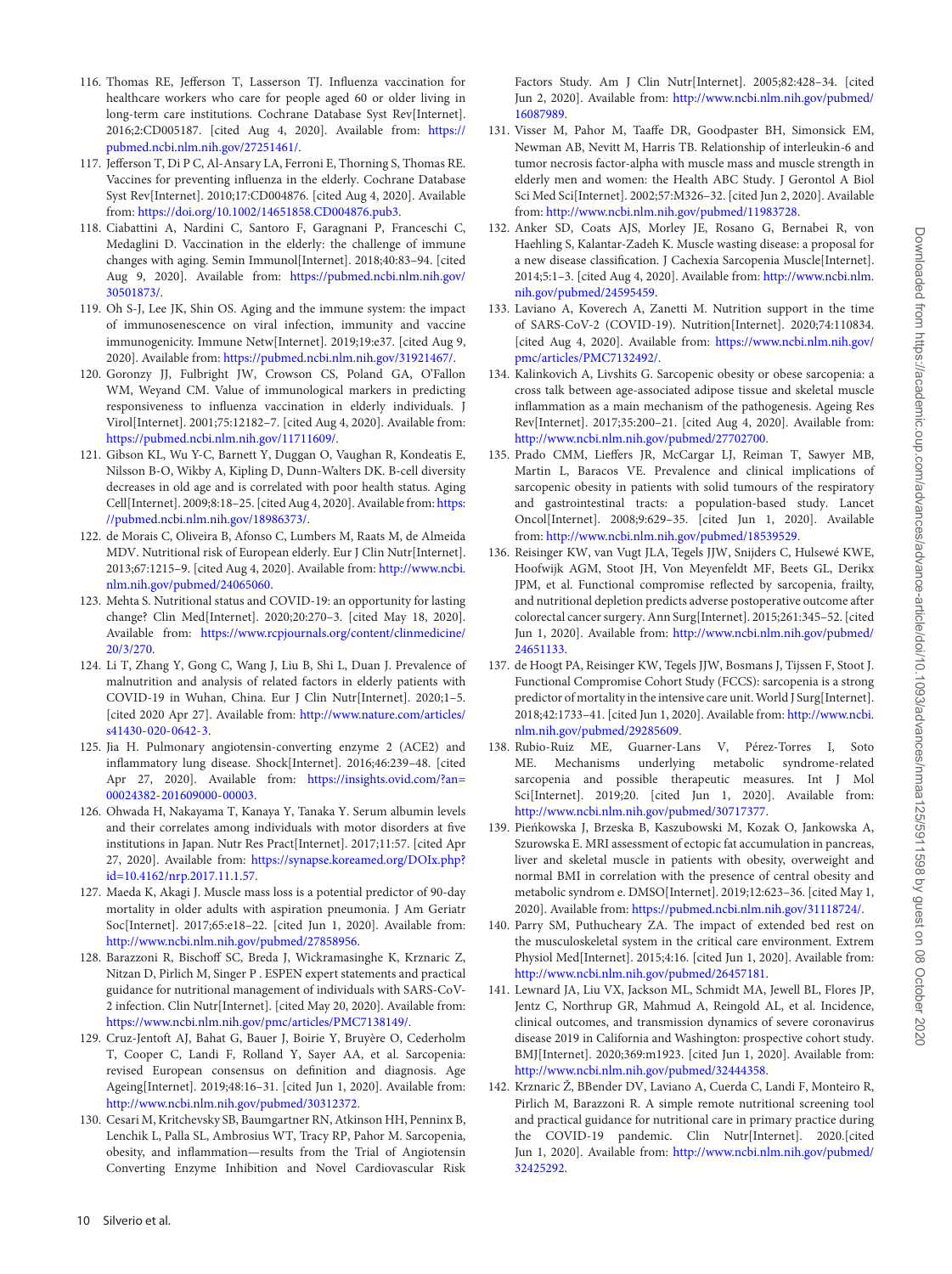116. Thomas RE, Jefferson T, Lasserson TJ. Influenza vaccination for healthcare workers who care for people aged 60 or older living in long-term care institutions. Cochrane Database Syst Rev[Internet]. 2016;2:CD005187. [cited Aug 4, 2020]. Available from: https://pubmed.ncbi.nlm.nih.gov/27251461/.
117. Jefferson T, Di P C, Al-Ansary LA, Ferroni E, Thorning S, Thomas RE. Vaccines for preventing influenza in the elderly. Cochrane Database Syst Rev[Internet]. 2010;17:CD004876. [cited Aug 4, 2020]. Available from: https://doi.org/10.1002/14651858.CD004876.pub3.
118. Ciabattini A, Nardini C, Santoro F, Garagnani P, Franceschi C, Medaglini D. Vaccination in the elderly: the challenge of immune changes with aging. Semin Immunol[Internet]. 2018;40:83–94. [cited Aug 9, 2020]. Available from: https://pubmed.ncbi.nlm.nih.gov/30501873/.
119. Oh S-J, Lee JK, Shin OS. Aging and the immune system: the impact of immunosenescence on viral infection, immunity and vaccine immunogenicity. Immune Netw[Internet]. 2019;19:e37. [cited Aug 9, 2020]. Available from: https://pubmed.ncbi.nlm.nih.gov/31921467/.
120. Goronzy JJ, Fulbright JW, Crowson CS, Poland GA, O'Fallon WM, Weyand CM. Value of immunological markers in predicting responsiveness to influenza vaccination in elderly individuals. J Virol[Internet]. 2001;75:12182–7. [cited Aug 4, 2020]. Available from: https://pubmed.ncbi.nlm.nih.gov/11711609/.
121. Gibson KL, Wu Y-C, Barnett Y, Duggan O, Vaughan R, Kondeatis E, Nilsson B-O, Wikby A, Kipling D, Dunn-Walters DK. B-cell diversity decreases in old age and is correlated with poor health status. Aging Cell[Internet]. 2009;8:18–25. [cited Aug 4, 2020]. Available from: https://pubmed.ncbi.nlm.nih.gov/18986373/.
122. de Morais C, Oliveira B, Afonso C, Lumbers M, Raats M, de Almeida MDV. Nutritional risk of European elderly. Eur J Clin Nutr[Internet]. 2013;67:1215–9. [cited Aug 4, 2020]. Available from: http://www.ncbi.nlm.nih.gov/pubmed/24065060.
123. Mehta S. Nutritional status and COVID-19: an opportunity for lasting change? Clin Med[Internet]. 2020;20:270–3. [cited May 18, 2020]. Available from: https://www.rcpjournals.org/content/clinmedicine/20/3/270.
124. Li T, Zhang Y, Gong C, Wang J, Liu B, Shi L, Duan J. Prevalence of malnutrition and analysis of related factors in elderly patients with COVID-19 in Wuhan, China. Eur J Clin Nutr[Internet]. 2020;1–5. [cited 2020 Apr 27]. Available from: http://www.nature.com/articles/s41430-020-0642-3.
125. Jia H. Pulmonary angiotensin-converting enzyme 2 (ACE2) and inflammatory lung disease. Shock[Internet]. 2016;46:239–48. [cited Apr 27, 2020]. Available from: https://insights.ovid.com/?an=00024382-201609000-00003.
126. Ohwada H, Nakayama T, Kanaya Y, Tanaka Y. Serum albumin levels and their correlates among individuals with motor disorders at five institutions in Japan. Nutr Res Pract[Internet]. 2017;11:57. [cited Apr 27, 2020]. Available from: https://synapse.koreamed.org/DOIx.php?id=10.4162/nrp.2017.11.1.57.
127. Maeda K, Akagi J. Muscle mass loss is a potential predictor of 90-day mortality in older adults with aspiration pneumonia. J Am Geriatr Soc[Internet]. 2017;65:e18–22. [cited Jun 1, 2020]. Available from: http://www.ncbi.nlm.nih.gov/pubmed/27858956.
128. Barazzoni R, Bischoff SC, Breda J, Wickramasinghe K, Krznaric Z, Nitzan D, Pirlich M, Singer P . ESPEN expert statements and practical guidance for nutritional management of individuals with SARS-CoV-2 infection. Clin Nutr[Internet]. [cited May 20, 2020]. Available from: https://www.ncbi.nlm.nih.gov/pmc/articles/PMC7138149/.
129. Cruz-Jentoft AJ, Bahat G, Bauer J, Boirie Y, Bruyère O, Cederholm T, Cooper C, Landi F, Rolland Y, Sayer AA, et al. Sarcopenia: revised European consensus on definition and diagnosis. Age Ageing[Internet]. 2019;48:16–31. [cited Jun 1, 2020]. Available from: http://www.ncbi.nlm.nih.gov/pubmed/30312372.
130. Cesari M, Kritchevsky SB, Baumgartner RN, Atkinson HH, Penninx B, Lenchik L, Palla SL, Ambrosius WT, Tracy RP, Pahor M. Sarcopenia, obesity, and inflammation—results from the Trial of Angiotensin Converting Enzyme Inhibition and Novel Cardiovascular Risk Factors Study. Am J Clin Nutr[Internet]. 2005;82:428–34. [cited Jun 2, 2020]. Available from: http://www.ncbi.nlm.nih.gov/pubmed/16087989.
131. Visser M, Pahor M, Taaffe DR, Goodpaster BH, Simonsick EM, Newman AB, Nevitt M, Harris TB. Relationship of interleukin-6 and tumor necrosis factor-alpha with muscle mass and muscle strength in elderly men and women: the Health ABC Study. J Gerontol A Biol Sci Med Sci[Internet]. 2002;57:M326–32. [cited Jun 2, 2020]. Available from: http://www.ncbi.nlm.nih.gov/pubmed/11983728.
132. Anker SD, Coats AJS, Morley JE, Rosano G, Bernabei R, von Haehling S, Kalantar-Zadeh K. Muscle wasting disease: a proposal for a new disease classification. J Cachexia Sarcopenia Muscle[Internet]. 2014;5:1–3. [cited Aug 4, 2020]. Available from: http://www.ncbi.nlm.nih.gov/pubmed/24595459.
133. Laviano A, Koverech A, Zanetti M. Nutrition support in the time of SARS-CoV-2 (COVID-19). Nutrition[Internet]. 2020;74:110834. [cited Aug 4, 2020]. Available from: https://www.ncbi.nlm.nih.gov/pmc/articles/PMC7132492/.
134. Kalinkovich A, Livshits G. Sarcopenic obesity or obese sarcopenia: a cross talk between age-associated adipose tissue and skeletal muscle inflammation as a main mechanism of the pathogenesis. Ageing Res Rev[Internet]. 2017;35:200–21. [cited Aug 4, 2020]. Available from: http://www.ncbi.nlm.nih.gov/pubmed/27702700.
135. Prado CMM, Lieffers JR, McCargar LJ, Reiman T, Sawyer MB, Martin L, Baracos VE. Prevalence and clinical implications of sarcopenic obesity in patients with solid tumours of the respiratory and gastrointestinal tracts: a population-based study. Lancet Oncol[Internet]. 2008;9:629–35. [cited Jun 1, 2020]. Available from: http://www.ncbi.nlm.nih.gov/pubmed/18539529.
136. Reisinger KW, van Vugt JLA, Tegels JJW, Snijders C, Hulsewé KWE, Hoofwijk AGM, Stoot JH, Von Meyenfeldt MF, Beets GL, Derikx JPM, et al. Functional compromise reflected by sarcopenia, frailty, and nutritional depletion predicts adverse postoperative outcome after colorectal cancer surgery. Ann Surg[Internet]. 2015;261:345–52. [cited Jun 1, 2020]. Available from: http://www.ncbi.nlm.nih.gov/pubmed/24651133.
137. de Hoogt PA, Reisinger KW, Tegels JJW, Bosmans J, Tijssen F, Stoot J. Functional Compromise Cohort Study (FCCS): sarcopenia is a strong predictor of mortality in the intensive care unit. World J Surg[Internet]. 2018;42:1733–41. [cited Jun 1, 2020]. Available from: http://www.ncbi.nlm.nih.gov/pubmed/29285609.
138. Rubio-Ruiz ME, Guarner-Lans V, Pérez-Torres I, Soto ME. Mechanisms underlying metabolic syndrome-related sarcopenia and possible therapeutic measures. Int J Mol Sci[Internet]. 2019;20. [cited Jun 1, 2020]. Available from: http://www.ncbi.nlm.nih.gov/pubmed/30717377.
139. Pieńkowska J, Brzeska B, Kaszubowski M, Kozak O, Jankowska A, Szurowska E. MRI assessment of ectopic fat accumulation in pancreas, liver and skeletal muscle in patients with obesity, overweight and normal BMI in correlation with the presence of central obesity and metabolic syndrom e. DMSO[Internet]. 2019;12:623–36. [cited May 1, 2020]. Available from: https://pubmed.ncbi.nlm.nih.gov/31118724/.
140. Parry SM, Puthucheary ZA. The impact of extended bed rest on the musculoskeletal system in the critical care environment. Extrem Physiol Med[Internet]. 2015;4:16. [cited Jun 1, 2020]. Available from: http://www.ncbi.nlm.nih.gov/pubmed/26457181.
141. Lewnard JA, Liu VX, Jackson ML, Schmidt MA, Jewell BL, Flores JP, Jentz C, Northrup GR, Mahmud A, Reingold AL, et al. Incidence, clinical outcomes, and transmission dynamics of severe coronavirus disease 2019 in California and Washington: prospective cohort study. BMJ[Internet]. 2020;369:m1923. [cited Jun 1, 2020]. Available from: http://www.ncbi.nlm.nih.gov/pubmed/32444358.
142. Krznarić Ž, BBender DV, Laviano A, Cuerda C, Landi F, Monteiro R, Pirlich M, Barazzoni R. A simple remote nutritional screening tool and practical guidance for nutritional care in primary practice during the COVID-19 pandemic. Clin Nutr[Internet]. 2020.[cited Jun 1, 2020]. Available from: http://www.ncbi.nlm.nih.gov/pubmed/32425292.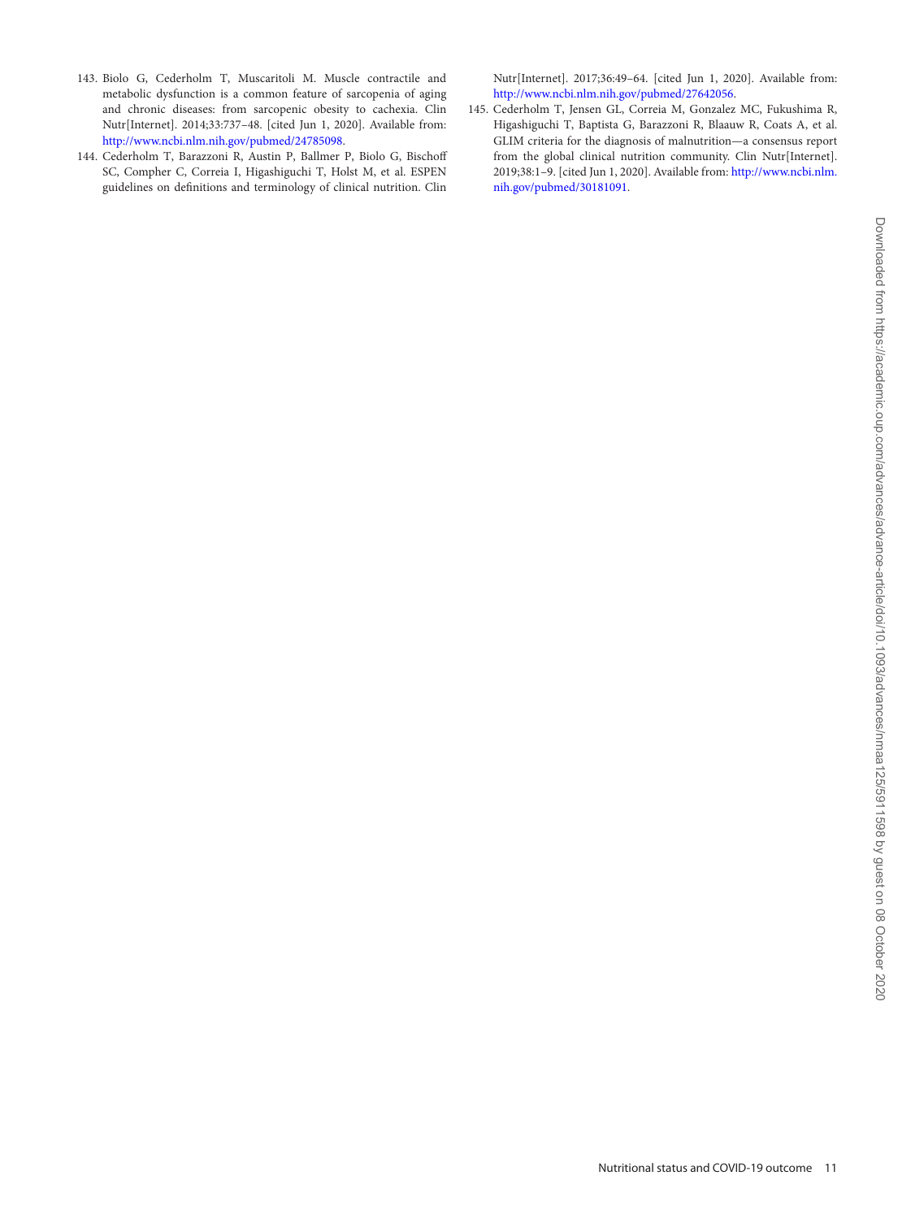143. Biolo G, Cederholm T, Muscaritoli M. Muscle contractile and metabolic dysfunction is a common feature of sarcopenia of aging and chronic diseases: from sarcopenic obesity to cachexia. Clin Nutr[Internet]. 2014;33:737–48. [cited Jun 1, 2020]. Available from: http://www.ncbi.nlm.nih.gov/pubmed/24785098.
144. Cederholm T, Barazzoni R, Austin P, Ballmer P, Biolo G, Bischoff SC, Compher C, Correia I, Higashiguchi T, Holst M, et al. ESPEN guidelines on definitions and terminology of clinical nutrition. Clin Nutr[Internet]. 2017;36:49–64. [cited Jun 1, 2020]. Available from: http://www.ncbi.nlm.nih.gov/pubmed/27642056.
145. Cederholm T, Jensen GL, Correia M, Gonzalez MC, Fukushima R, Higashiguchi T, Baptista G, Barazzoni R, Blaauw R, Coats A, et al. GLIM criteria for the diagnosis of malnutrition—a consensus report from the global clinical nutrition community. Clin Nutr[Internet]. 2019;38:1–9. [cited Jun 1, 2020]. Available from: http://www.ncbi.nlm.nih.gov/pubmed/30181091.